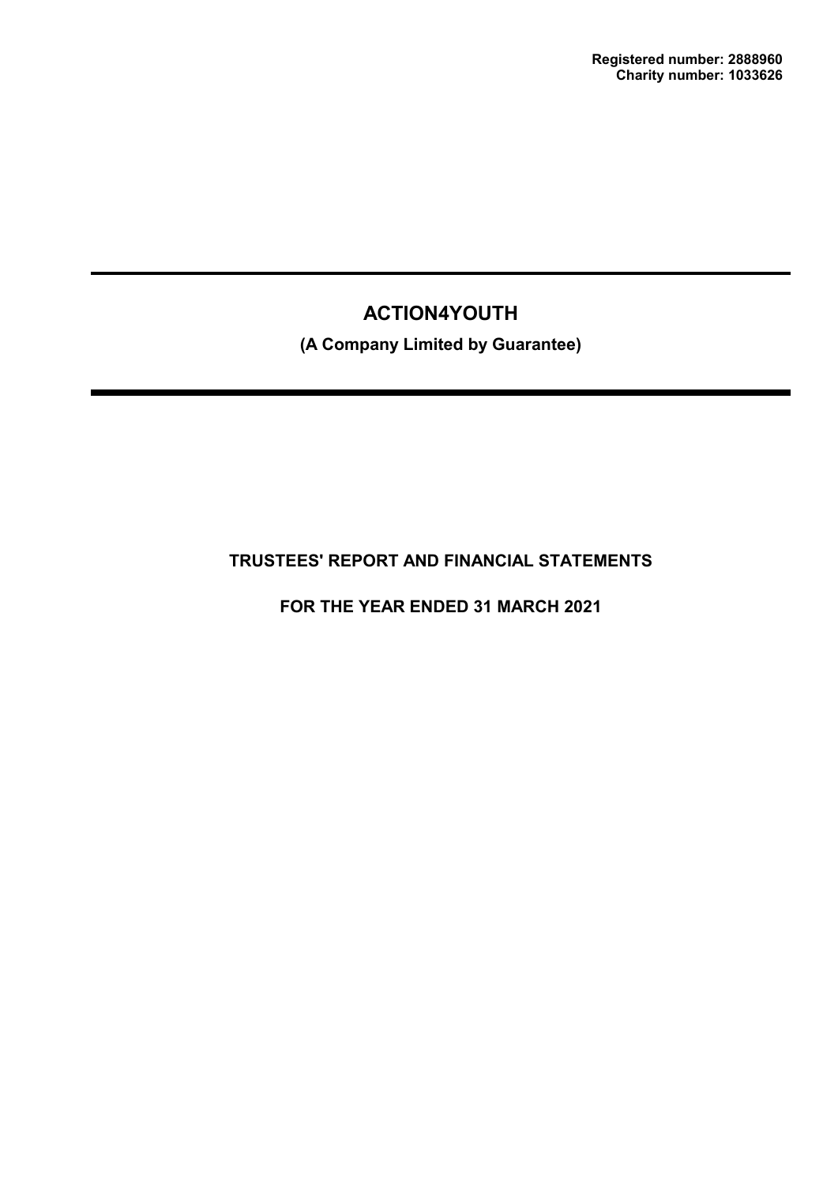**Registered number: 2888960**
**Charity number: 1033626**

# ACTION4YOUTH

**(A Company Limited by Guarantee)**

## TRUSTEES' REPORT AND FINANCIAL STATEMENTS

## FOR THE YEAR ENDED 31 MARCH 2021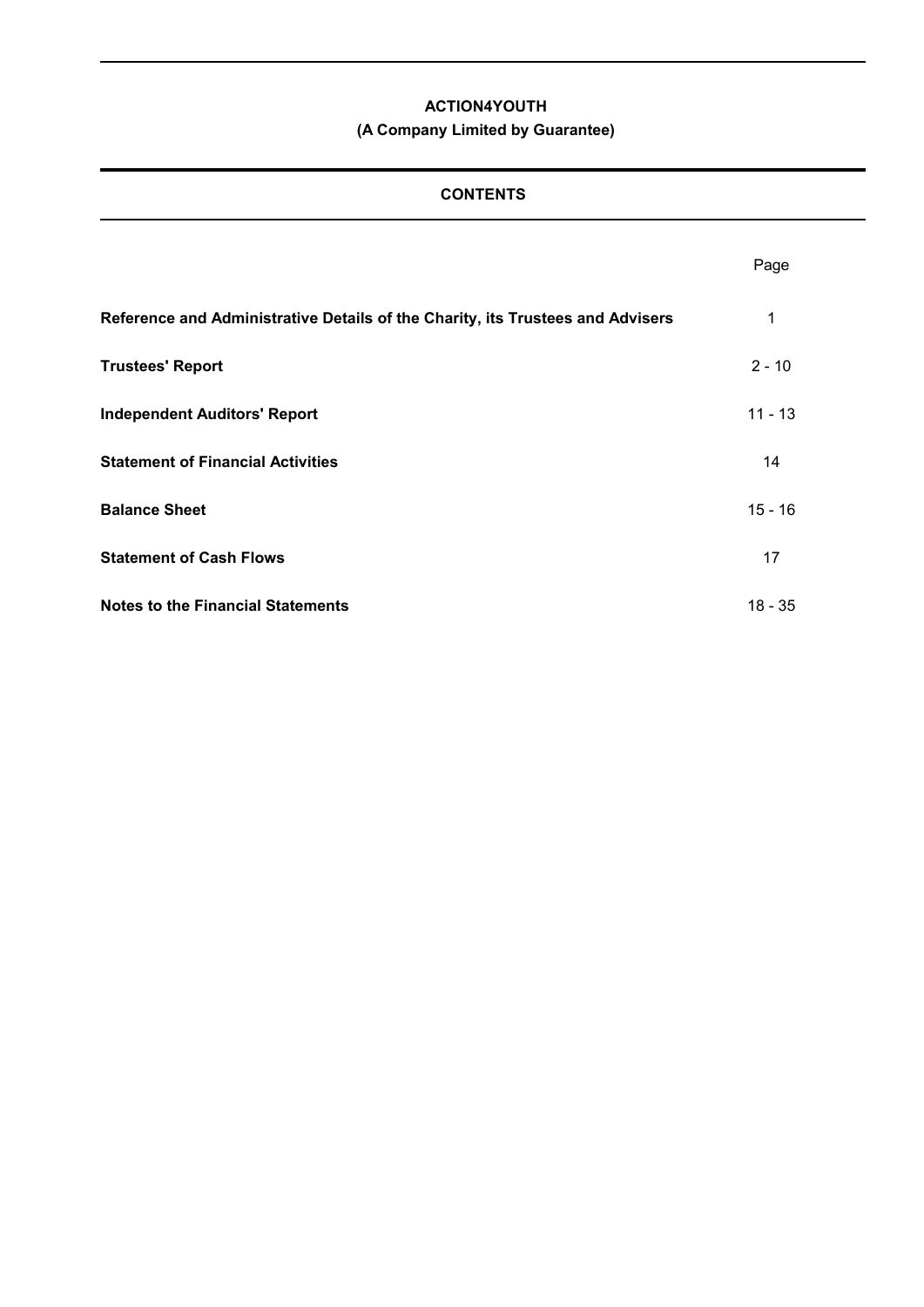# ACTION4YOUTH

## (A Company Limited by Guarantee)

## CONTENTS

| | Page |
|---|---|
| **Reference and Administrative Details of the Charity, its Trustees and Advisers** | 1 |
| **Trustees' Report** | 2 - 10 |
| **Independent Auditors' Report** | 11 - 13 |
| **Statement of Financial Activities** | 14 |
| **Balance Sheet** | 15 - 16 |
| **Statement of Cash Flows** | 17 |
| **Notes to the Financial Statements** | 18 - 35 |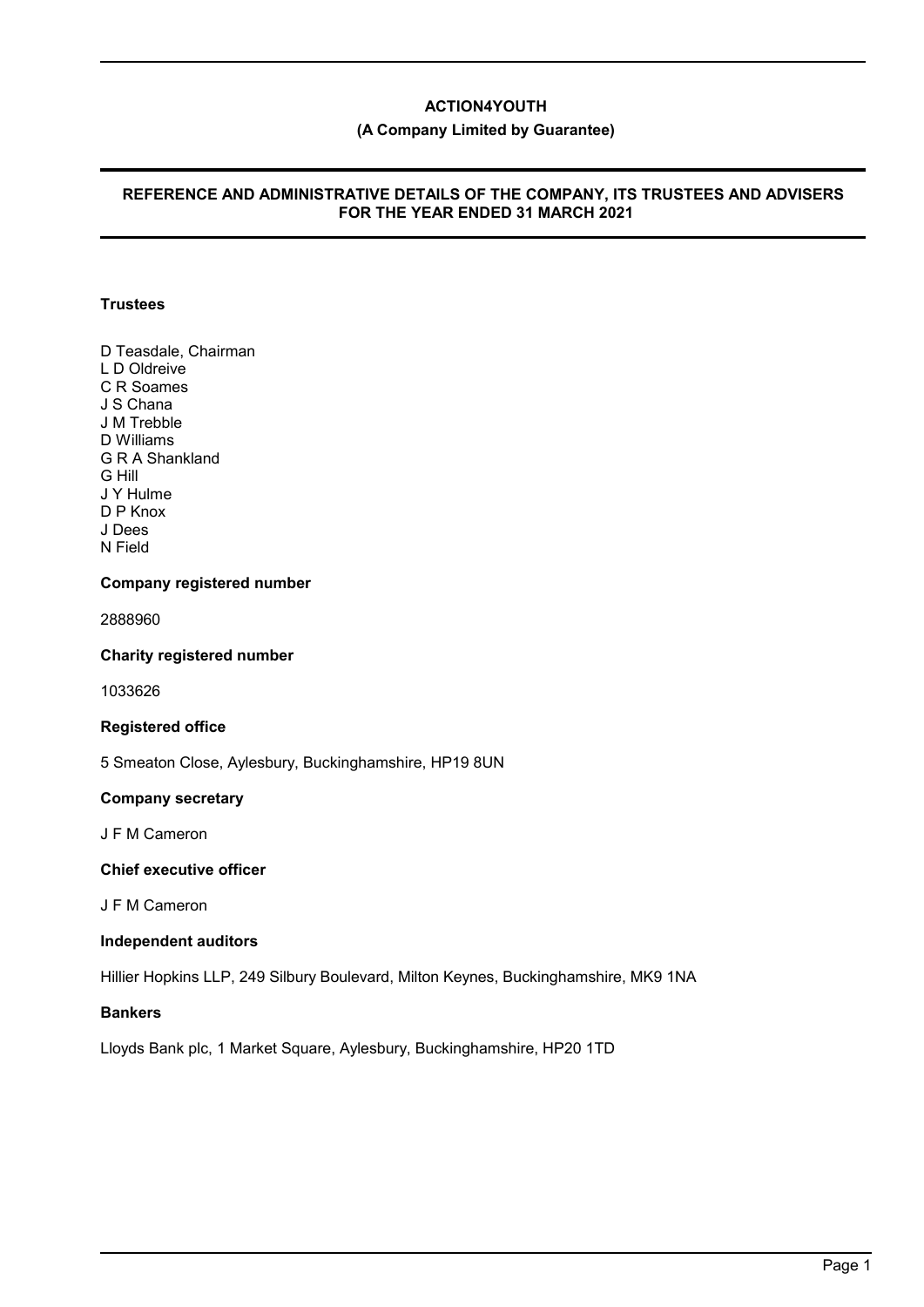# ACTION4YOUTH

**(A Company Limited by Guarantee)**

## REFERENCE AND ADMINISTRATIVE DETAILS OF THE COMPANY, ITS TRUSTEES AND ADVISERS FOR THE YEAR ENDED 31 MARCH 2021

### Trustees

D Teasdale, Chairman
L D Oldreive
C R Soames
J S Chana
J M Trebble
D Williams
G R A Shankland
G Hill
J Y Hulme
D P Knox
J Dees
N Field

### Company registered number

2888960

### Charity registered number

1033626

### Registered office

5 Smeaton Close, Aylesbury, Buckinghamshire, HP19 8UN

### Company secretary

J F M Cameron

### Chief executive officer

J F M Cameron

### Independent auditors

Hillier Hopkins LLP, 249 Silbury Boulevard, Milton Keynes, Buckinghamshire, MK9 1NA

### Bankers

Lloyds Bank plc, 1 Market Square, Aylesbury, Buckinghamshire, HP20 1TD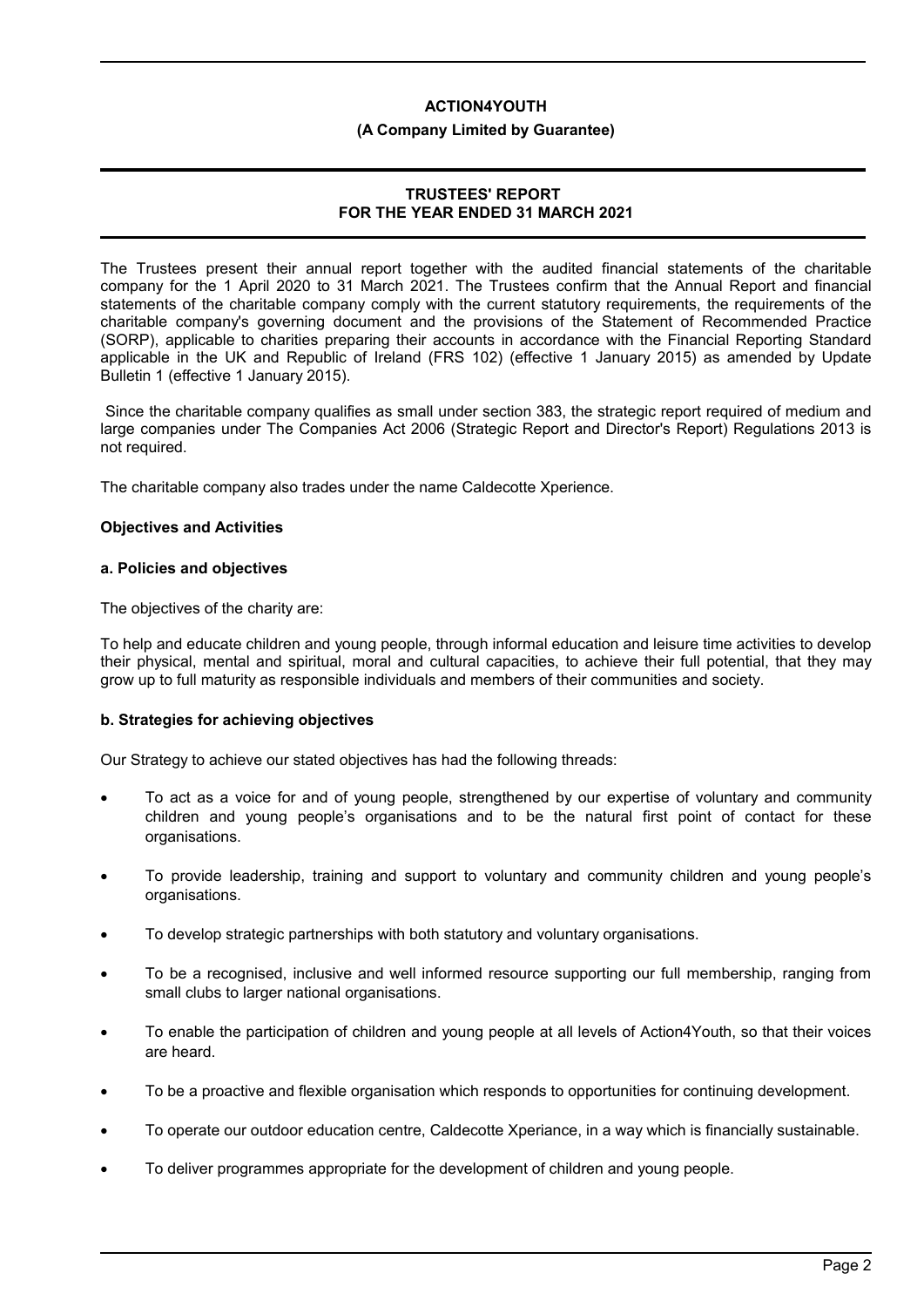# ACTION4YOUTH

**(A Company Limited by Guarantee)**

## TRUSTEES' REPORT FOR THE YEAR ENDED 31 MARCH 2021

The Trustees present their annual report together with the audited financial statements of the charitable company for the 1 April 2020 to 31 March 2021. The Trustees confirm that the Annual Report and financial statements of the charitable company comply with the current statutory requirements, the requirements of the charitable company's governing document and the provisions of the Statement of Recommended Practice (SORP), applicable to charities preparing their accounts in accordance with the Financial Reporting Standard applicable in the UK and Republic of Ireland (FRS 102) (effective 1 January 2015) as amended by Update Bulletin 1 (effective 1 January 2015).

Since the charitable company qualifies as small under section 383, the strategic report required of medium and large companies under The Companies Act 2006 (Strategic Report and Director's Report) Regulations 2013 is not required.

The charitable company also trades under the name Caldecotte Xperience.

### Objectives and Activities

#### a. Policies and objectives

The objectives of the charity are:

To help and educate children and young people, through informal education and leisure time activities to develop their physical, mental and spiritual, moral and cultural capacities, to achieve their full potential, that they may grow up to full maturity as responsible individuals and members of their communities and society.

#### b. Strategies for achieving objectives

Our Strategy to achieve our stated objectives has had the following threads:

- To act as a voice for and of young people, strengthened by our expertise of voluntary and community children and young people's organisations and to be the natural first point of contact for these organisations.
- To provide leadership, training and support to voluntary and community children and young people's organisations.
- To develop strategic partnerships with both statutory and voluntary organisations.
- To be a recognised, inclusive and well informed resource supporting our full membership, ranging from small clubs to larger national organisations.
- To enable the participation of children and young people at all levels of Action4Youth, so that their voices are heard.
- To be a proactive and flexible organisation which responds to opportunities for continuing development.
- To operate our outdoor education centre, Caldecotte Xperiance, in a way which is financially sustainable.
- To deliver programmes appropriate for the development of children and young people.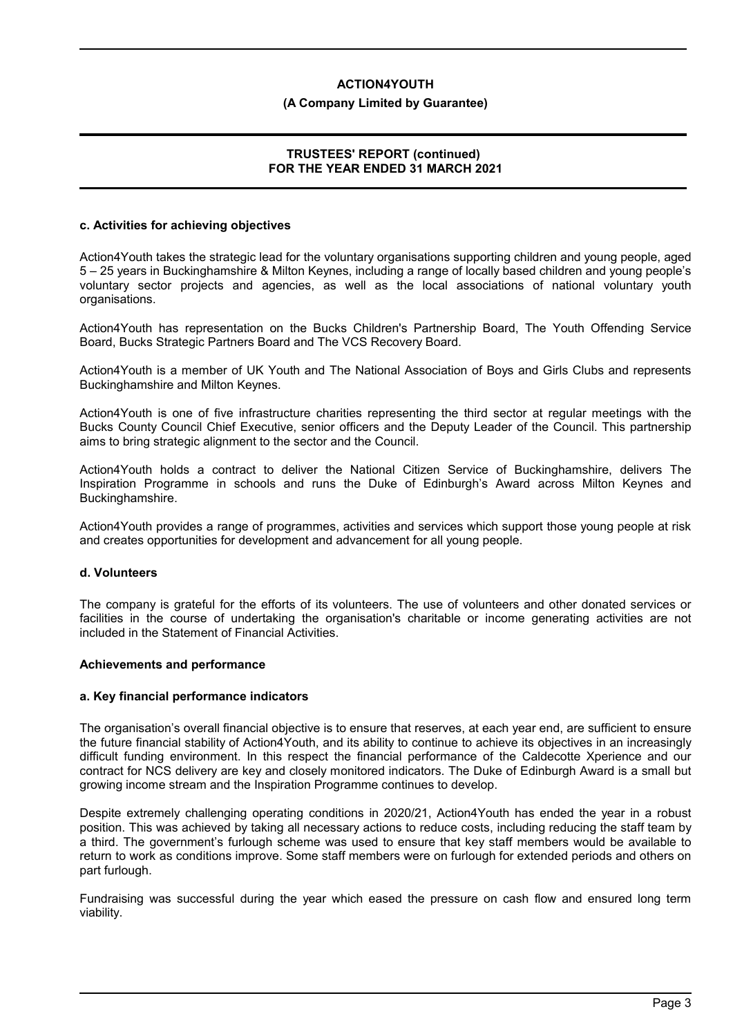## c. Activities for achieving objectives

Action4Youth takes the strategic lead for the voluntary organisations supporting children and young people, aged 5 – 25 years in Buckinghamshire & Milton Keynes, including a range of locally based children and young people's voluntary sector projects and agencies, as well as the local associations of national voluntary youth organisations.

Action4Youth has representation on the Bucks Children's Partnership Board, The Youth Offending Service Board, Bucks Strategic Partners Board and The VCS Recovery Board.

Action4Youth is a member of UK Youth and The National Association of Boys and Girls Clubs and represents Buckinghamshire and Milton Keynes.

Action4Youth is one of five infrastructure charities representing the third sector at regular meetings with the Bucks County Council Chief Executive, senior officers and the Deputy Leader of the Council. This partnership aims to bring strategic alignment to the sector and the Council.

Action4Youth holds a contract to deliver the National Citizen Service of Buckinghamshire, delivers The Inspiration Programme in schools and runs the Duke of Edinburgh's Award across Milton Keynes and Buckinghamshire.

Action4Youth provides a range of programmes, activities and services which support those young people at risk and creates opportunities for development and advancement for all young people.

## d. Volunteers

The company is grateful for the efforts of its volunteers. The use of volunteers and other donated services or facilities in the course of undertaking the organisation's charitable or income generating activities are not included in the Statement of Financial Activities.

## Achievements and performance

### a. Key financial performance indicators

The organisation's overall financial objective is to ensure that reserves, at each year end, are sufficient to ensure the future financial stability of Action4Youth, and its ability to continue to achieve its objectives in an increasingly difficult funding environment. In this respect the financial performance of the Caldecotte Xperience and our contract for NCS delivery are key and closely monitored indicators. The Duke of Edinburgh Award is a small but growing income stream and the Inspiration Programme continues to develop.

Despite extremely challenging operating conditions in 2020/21, Action4Youth has ended the year in a robust position. This was achieved by taking all necessary actions to reduce costs, including reducing the staff team by a third. The government's furlough scheme was used to ensure that key staff members would be available to return to work as conditions improve. Some staff members were on furlough for extended periods and others on part furlough.

Fundraising was successful during the year which eased the pressure on cash flow and ensured long term viability.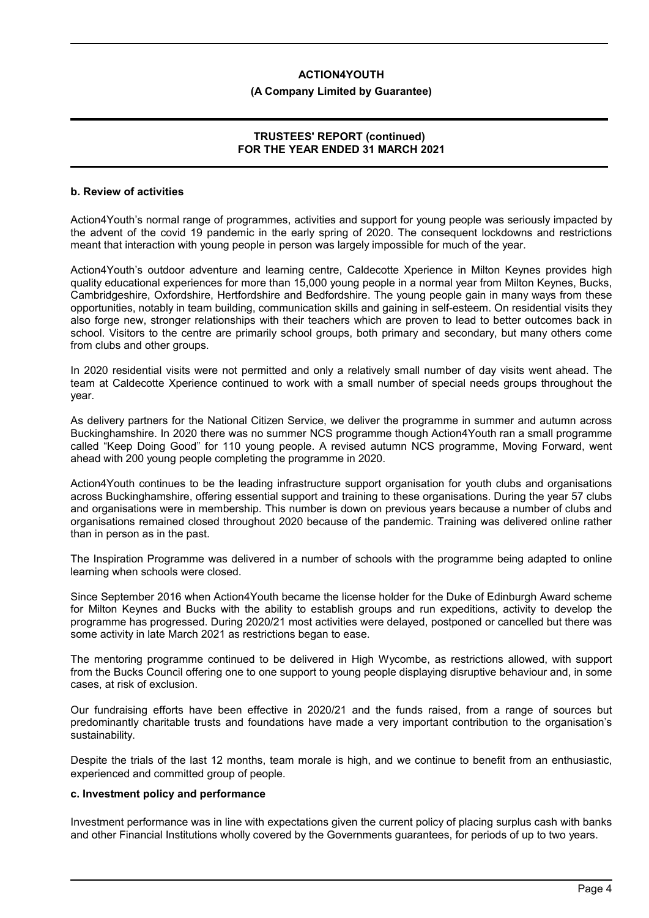### b. Review of activities

Action4Youth's normal range of programmes, activities and support for young people was seriously impacted by the advent of the covid 19 pandemic in the early spring of 2020. The consequent lockdowns and restrictions meant that interaction with young people in person was largely impossible for much of the year.

Action4Youth's outdoor adventure and learning centre, Caldecotte Xperience in Milton Keynes provides high quality educational experiences for more than 15,000 young people in a normal year from Milton Keynes, Bucks, Cambridgeshire, Oxfordshire, Hertfordshire and Bedfordshire. The young people gain in many ways from these opportunities, notably in team building, communication skills and gaining in self-esteem. On residential visits they also forge new, stronger relationships with their teachers which are proven to lead to better outcomes back in school. Visitors to the centre are primarily school groups, both primary and secondary, but many others come from clubs and other groups.

In 2020 residential visits were not permitted and only a relatively small number of day visits went ahead. The team at Caldecotte Xperience continued to work with a small number of special needs groups throughout the year.

As delivery partners for the National Citizen Service, we deliver the programme in summer and autumn across Buckinghamshire. In 2020 there was no summer NCS programme though Action4Youth ran a small programme called "Keep Doing Good" for 110 young people. A revised autumn NCS programme, Moving Forward, went ahead with 200 young people completing the programme in 2020.

Action4Youth continues to be the leading infrastructure support organisation for youth clubs and organisations across Buckinghamshire, offering essential support and training to these organisations. During the year 57 clubs and organisations were in membership. This number is down on previous years because a number of clubs and organisations remained closed throughout 2020 because of the pandemic. Training was delivered online rather than in person as in the past.

The Inspiration Programme was delivered in a number of schools with the programme being adapted to online learning when schools were closed.

Since September 2016 when Action4Youth became the license holder for the Duke of Edinburgh Award scheme for Milton Keynes and Bucks with the ability to establish groups and run expeditions, activity to develop the programme has progressed. During 2020/21 most activities were delayed, postponed or cancelled but there was some activity in late March 2021 as restrictions began to ease.

The mentoring programme continued to be delivered in High Wycombe, as restrictions allowed, with support from the Bucks Council offering one to one support to young people displaying disruptive behaviour and, in some cases, at risk of exclusion.

Our fundraising efforts have been effective in 2020/21 and the funds raised, from a range of sources but predominantly charitable trusts and foundations have made a very important contribution to the organisation's sustainability.

Despite the trials of the last 12 months, team morale is high, and we continue to benefit from an enthusiastic, experienced and committed group of people.

### c. Investment policy and performance

Investment performance was in line with expectations given the current policy of placing surplus cash with banks and other Financial Institutions wholly covered by the Governments guarantees, for periods of up to two years.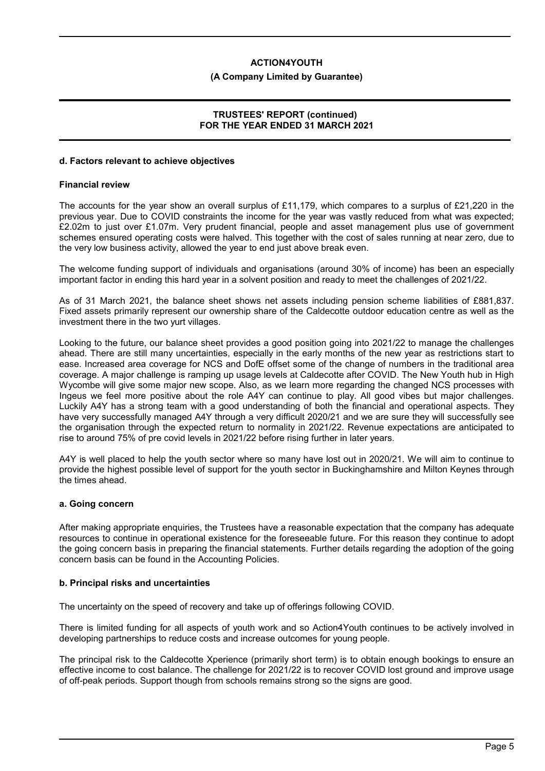# ACTION4YOUTH

**(A Company Limited by Guarantee)**

**TRUSTEES' REPORT (continued)**
**FOR THE YEAR ENDED 31 MARCH 2021**

### d. Factors relevant to achieve objectives

#### Financial review

The accounts for the year show an overall surplus of £11,179, which compares to a surplus of £21,220 in the previous year. Due to COVID constraints the income for the year was vastly reduced from what was expected; £2.02m to just over £1.07m. Very prudent financial, people and asset management plus use of government schemes ensured operating costs were halved. This together with the cost of sales running at near zero, due to the very low business activity, allowed the year to end just above break even.

The welcome funding support of individuals and organisations (around 30% of income) has been an especially important factor in ending this hard year in a solvent position and ready to meet the challenges of 2021/22.

As of 31 March 2021, the balance sheet shows net assets including pension scheme liabilities of £881,837. Fixed assets primarily represent our ownership share of the Caldecotte outdoor education centre as well as the investment there in the two yurt villages.

Looking to the future, our balance sheet provides a good position going into 2021/22 to manage the challenges ahead. There are still many uncertainties, especially in the early months of the new year as restrictions start to ease. Increased area coverage for NCS and DofE offset some of the change of numbers in the traditional area coverage. A major challenge is ramping up usage levels at Caldecotte after COVID. The New Youth hub in High Wycombe will give some major new scope. Also, as we learn more regarding the changed NCS processes with Ingeus we feel more positive about the role A4Y can continue to play. All good vibes but major challenges. Luckily A4Y has a strong team with a good understanding of both the financial and operational aspects. They have very successfully managed A4Y through a very difficult 2020/21 and we are sure they will successfully see the organisation through the expected return to normality in 2021/22. Revenue expectations are anticipated to rise to around 75% of pre covid levels in 2021/22 before rising further in later years.

A4Y is well placed to help the youth sector where so many have lost out in 2020/21. We will aim to continue to provide the highest possible level of support for the youth sector in Buckinghamshire and Milton Keynes through the times ahead.

### a. Going concern

After making appropriate enquiries, the Trustees have a reasonable expectation that the company has adequate resources to continue in operational existence for the foreseeable future. For this reason they continue to adopt the going concern basis in preparing the financial statements. Further details regarding the adoption of the going concern basis can be found in the Accounting Policies.

### b. Principal risks and uncertainties

The uncertainty on the speed of recovery and take up of offerings following COVID.

There is limited funding for all aspects of youth work and so Action4Youth continues to be actively involved in developing partnerships to reduce costs and increase outcomes for young people.

The principal risk to the Caldecotte Xperience (primarily short term) is to obtain enough bookings to ensure an effective income to cost balance. The challenge for 2021/22 is to recover COVID lost ground and improve usage of off-peak periods. Support though from schools remains strong so the signs are good.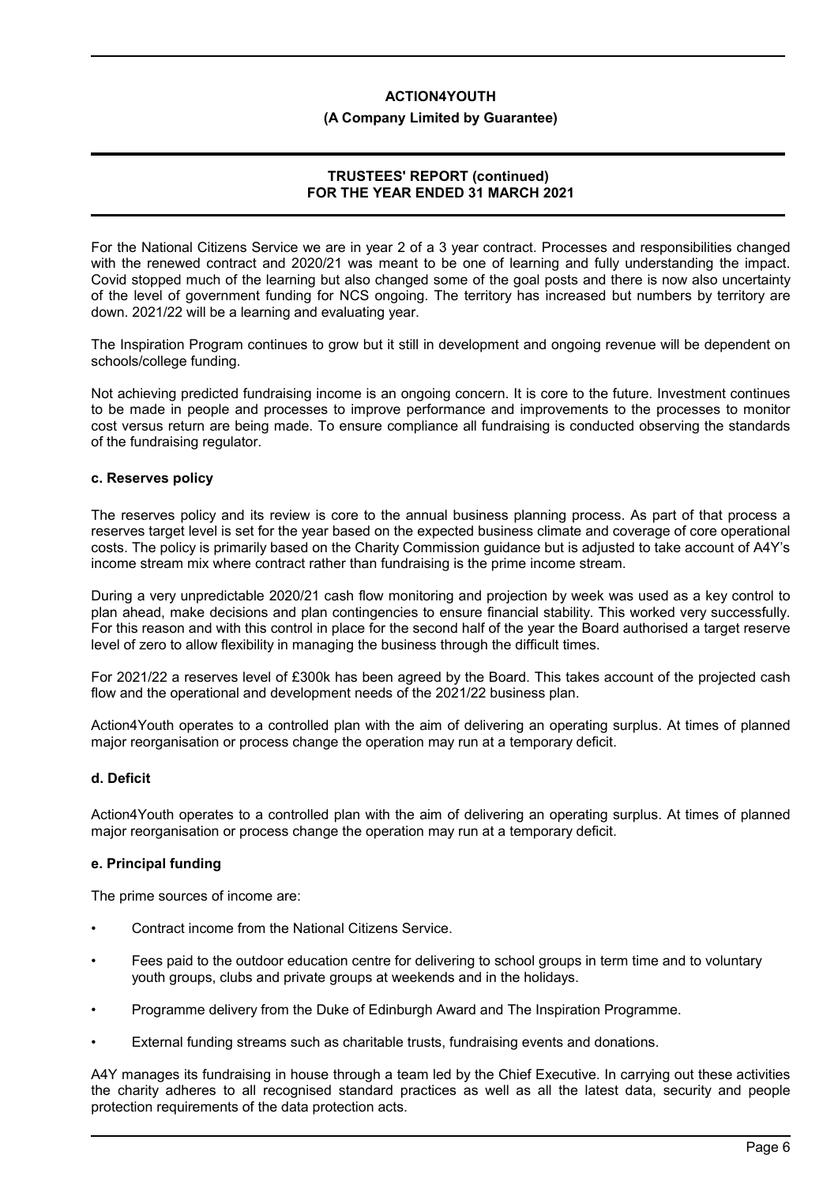For the National Citizens Service we are in year 2 of a 3 year contract. Processes and responsibilities changed with the renewed contract and 2020/21 was meant to be one of learning and fully understanding the impact. Covid stopped much of the learning but also changed some of the goal posts and there is now also uncertainty of the level of government funding for NCS ongoing. The territory has increased but numbers by territory are down. 2021/22 will be a learning and evaluating year.

The Inspiration Program continues to grow but it still in development and ongoing revenue will be dependent on schools/college funding.

Not achieving predicted fundraising income is an ongoing concern. It is core to the future. Investment continues to be made in people and processes to improve performance and improvements to the processes to monitor cost versus return are being made. To ensure compliance all fundraising is conducted observing the standards of the fundraising regulator.

**c. Reserves policy**

The reserves policy and its review is core to the annual business planning process. As part of that process a reserves target level is set for the year based on the expected business climate and coverage of core operational costs. The policy is primarily based on the Charity Commission guidance but is adjusted to take account of A4Y's income stream mix where contract rather than fundraising is the prime income stream.

During a very unpredictable 2020/21 cash flow monitoring and projection by week was used as a key control to plan ahead, make decisions and plan contingencies to ensure financial stability. This worked very successfully. For this reason and with this control in place for the second half of the year the Board authorised a target reserve level of zero to allow flexibility in managing the business through the difficult times.

For 2021/22 a reserves level of £300k has been agreed by the Board. This takes account of the projected cash flow and the operational and development needs of the 2021/22 business plan.

Action4Youth operates to a controlled plan with the aim of delivering an operating surplus. At times of planned major reorganisation or process change the operation may run at a temporary deficit.

**d. Deficit**

Action4Youth operates to a controlled plan with the aim of delivering an operating surplus. At times of planned major reorganisation or process change the operation may run at a temporary deficit.

**e. Principal funding**

The prime sources of income are:

- Contract income from the National Citizens Service.
- Fees paid to the outdoor education centre for delivering to school groups in term time and to voluntary youth groups, clubs and private groups at weekends and in the holidays.
- Programme delivery from the Duke of Edinburgh Award and The Inspiration Programme.
- External funding streams such as charitable trusts, fundraising events and donations.

A4Y manages its fundraising in house through a team led by the Chief Executive. In carrying out these activities the charity adheres to all recognised standard practices as well as all the latest data, security and people protection requirements of the data protection acts.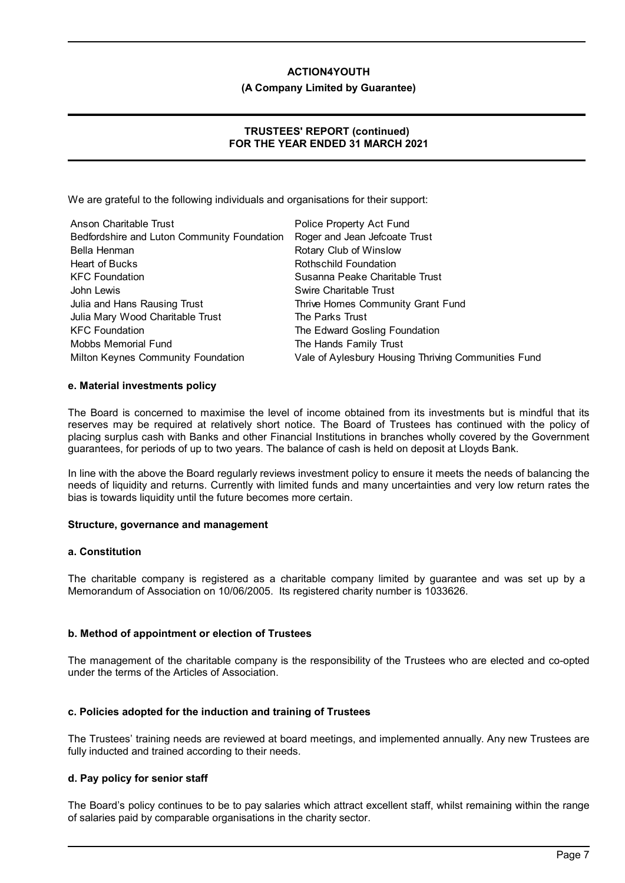We are grateful to the following individuals and organisations for their support:

| | |
|---|---|
| Anson Charitable Trust | Police Property Act Fund |
| Bedfordshire and Luton Community Foundation | Roger and Jean Jefcoate Trust |
| Bella Henman | Rotary Club of Winslow |
| Heart of Bucks | Rothschild Foundation |
| KFC Foundation | Susanna Peake Charitable Trust |
| John Lewis | Swire Charitable Trust |
| Julia and Hans Rausing Trust | Thrive Homes Community Grant Fund |
| Julia Mary Wood Charitable Trust | The Parks Trust |
| KFC Foundation | The Edward Gosling Foundation |
| Mobbs Memorial Fund | The Hands Family Trust |
| Milton Keynes Community Foundation | Vale of Aylesbury Housing Thriving Communities Fund |

**e. Material investments policy**

The Board is concerned to maximise the level of income obtained from its investments but is mindful that its reserves may be required at relatively short notice. The Board of Trustees has continued with the policy of placing surplus cash with Banks and other Financial Institutions in branches wholly covered by the Government guarantees, for periods of up to two years. The balance of cash is held on deposit at Lloyds Bank.

In line with the above the Board regularly reviews investment policy to ensure it meets the needs of balancing the needs of liquidity and returns. Currently with limited funds and many uncertainties and very low return rates the bias is towards liquidity until the future becomes more certain.

## Structure, governance and management

**a. Constitution**

The charitable company is registered as a charitable company limited by guarantee and was set up by a Memorandum of Association on 10/06/2005. Its registered charity number is 1033626.

**b. Method of appointment or election of Trustees**

The management of the charitable company is the responsibility of the Trustees who are elected and co-opted under the terms of the Articles of Association.

**c. Policies adopted for the induction and training of Trustees**

The Trustees' training needs are reviewed at board meetings, and implemented annually. Any new Trustees are fully inducted and trained according to their needs.

**d. Pay policy for senior staff**

The Board's policy continues to be to pay salaries which attract excellent staff, whilst remaining within the range of salaries paid by comparable organisations in the charity sector.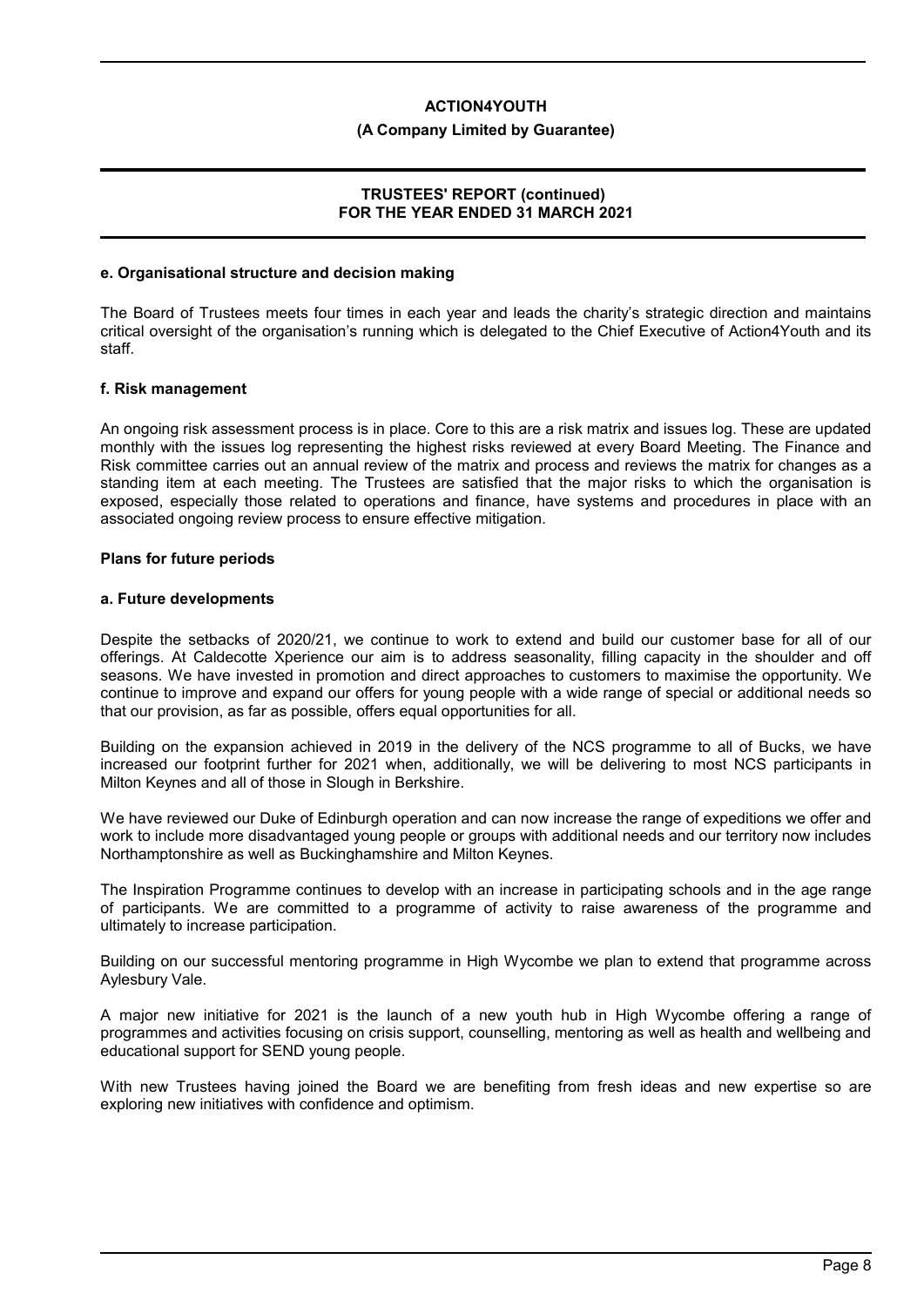**e. Organisational structure and decision making**

The Board of Trustees meets four times in each year and leads the charity's strategic direction and maintains critical oversight of the organisation's running which is delegated to the Chief Executive of Action4Youth and its staff.

**f. Risk management**

An ongoing risk assessment process is in place. Core to this are a risk matrix and issues log. These are updated monthly with the issues log representing the highest risks reviewed at every Board Meeting. The Finance and Risk committee carries out an annual review of the matrix and process and reviews the matrix for changes as a standing item at each meeting. The Trustees are satisfied that the major risks to which the organisation is exposed, especially those related to operations and finance, have systems and procedures in place with an associated ongoing review process to ensure effective mitigation.

**Plans for future periods**

**a. Future developments**

Despite the setbacks of 2020/21, we continue to work to extend and build our customer base for all of our offerings. At Caldecotte Xperience our aim is to address seasonality, filling capacity in the shoulder and off seasons. We have invested in promotion and direct approaches to customers to maximise the opportunity. We continue to improve and expand our offers for young people with a wide range of special or additional needs so that our provision, as far as possible, offers equal opportunities for all.

Building on the expansion achieved in 2019 in the delivery of the NCS programme to all of Bucks, we have increased our footprint further for 2021 when, additionally, we will be delivering to most NCS participants in Milton Keynes and all of those in Slough in Berkshire.

We have reviewed our Duke of Edinburgh operation and can now increase the range of expeditions we offer and work to include more disadvantaged young people or groups with additional needs and our territory now includes Northamptonshire as well as Buckinghamshire and Milton Keynes.

The Inspiration Programme continues to develop with an increase in participating schools and in the age range of participants. We are committed to a programme of activity to raise awareness of the programme and ultimately to increase participation.

Building on our successful mentoring programme in High Wycombe we plan to extend that programme across Aylesbury Vale.

A major new initiative for 2021 is the launch of a new youth hub in High Wycombe offering a range of programmes and activities focusing on crisis support, counselling, mentoring as well as health and wellbeing and educational support for SEND young people.

With new Trustees having joined the Board we are benefiting from fresh ideas and new expertise so are exploring new initiatives with confidence and optimism.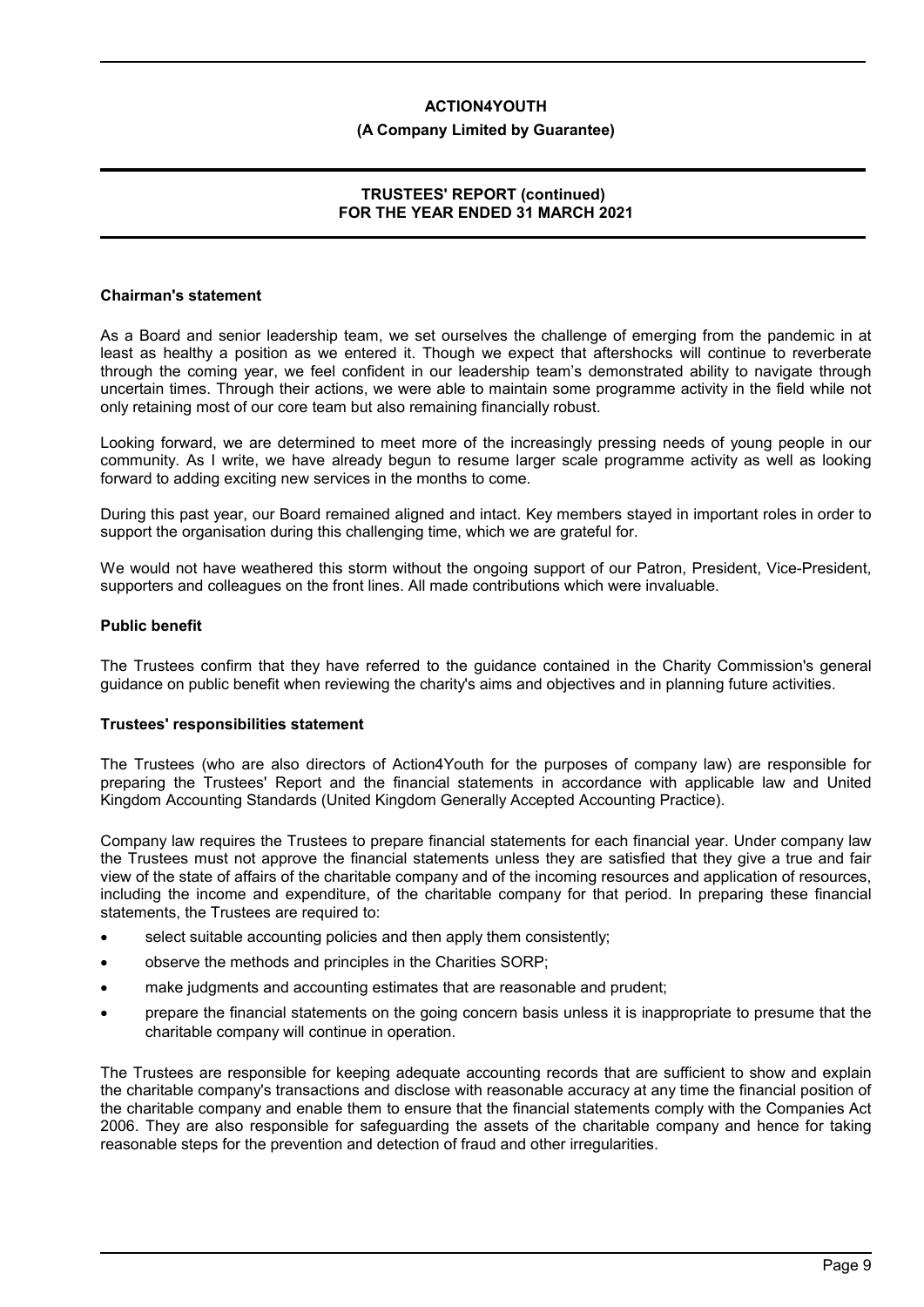## Chairman's statement

As a Board and senior leadership team, we set ourselves the challenge of emerging from the pandemic in at least as healthy a position as we entered it. Though we expect that aftershocks will continue to reverberate through the coming year, we feel confident in our leadership team's demonstrated ability to navigate through uncertain times. Through their actions, we were able to maintain some programme activity in the field while not only retaining most of our core team but also remaining financially robust.

Looking forward, we are determined to meet more of the increasingly pressing needs of young people in our community. As I write, we have already begun to resume larger scale programme activity as well as looking forward to adding exciting new services in the months to come.

During this past year, our Board remained aligned and intact. Key members stayed in important roles in order to support the organisation during this challenging time, which we are grateful for.

We would not have weathered this storm without the ongoing support of our Patron, President, Vice-President, supporters and colleagues on the front lines. All made contributions which were invaluable.

## Public benefit

The Trustees confirm that they have referred to the guidance contained in the Charity Commission's general guidance on public benefit when reviewing the charity's aims and objectives and in planning future activities.

## Trustees' responsibilities statement

The Trustees (who are also directors of Action4Youth for the purposes of company law) are responsible for preparing the Trustees' Report and the financial statements in accordance with applicable law and United Kingdom Accounting Standards (United Kingdom Generally Accepted Accounting Practice).

Company law requires the Trustees to prepare financial statements for each financial year. Under company law the Trustees must not approve the financial statements unless they are satisfied that they give a true and fair view of the state of affairs of the charitable company and of the incoming resources and application of resources, including the income and expenditure, of the charitable company for that period. In preparing these financial statements, the Trustees are required to:

- select suitable accounting policies and then apply them consistently;
- observe the methods and principles in the Charities SORP;
- make judgments and accounting estimates that are reasonable and prudent;
- prepare the financial statements on the going concern basis unless it is inappropriate to presume that the charitable company will continue in operation.

The Trustees are responsible for keeping adequate accounting records that are sufficient to show and explain the charitable company's transactions and disclose with reasonable accuracy at any time the financial position of the charitable company and enable them to ensure that the financial statements comply with the Companies Act 2006. They are also responsible for safeguarding the assets of the charitable company and hence for taking reasonable steps for the prevention and detection of fraud and other irregularities.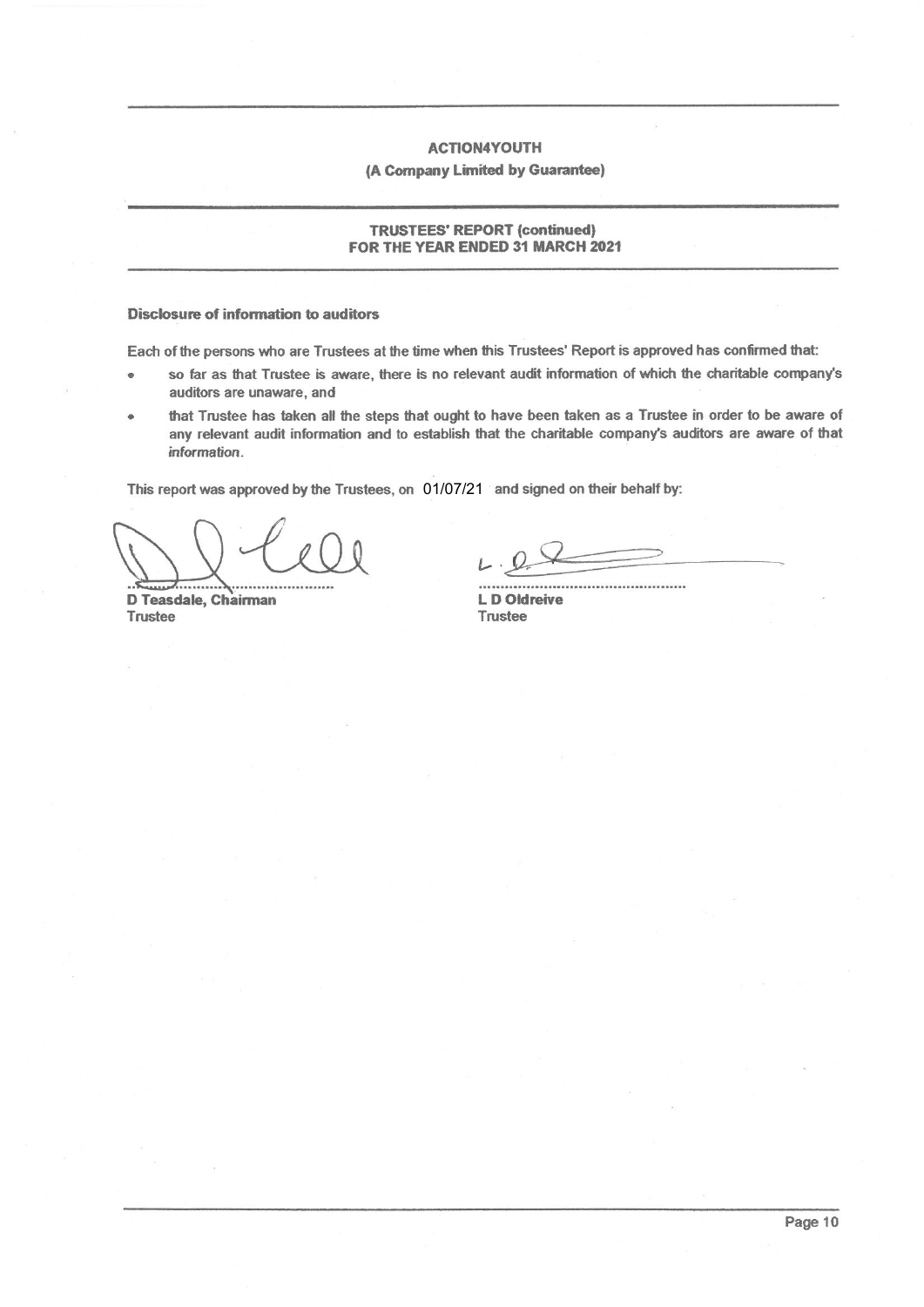# ACTION4YOUTH

**(A Company Limited by Guarantee)**

## TRUSTEES' REPORT (continued) FOR THE YEAR ENDED 31 MARCH 2021

### Disclosure of information to auditors

Each of the persons who are Trustees at the time when this Trustees' Report is approved has confirmed that:

- so far as that Trustee is aware, there is no relevant audit information of which the charitable company's auditors are unaware, and
- that Trustee has taken all the steps that ought to have been taken as a Trustee in order to be aware of any relevant audit information and to establish that the charitable company's auditors are aware of that information.

This report was approved by the Trustees, on 01/07/21 and signed on their behalf by:

**D Teasdale, Chairman**
Trustee

**L D Oldreive**
Trustee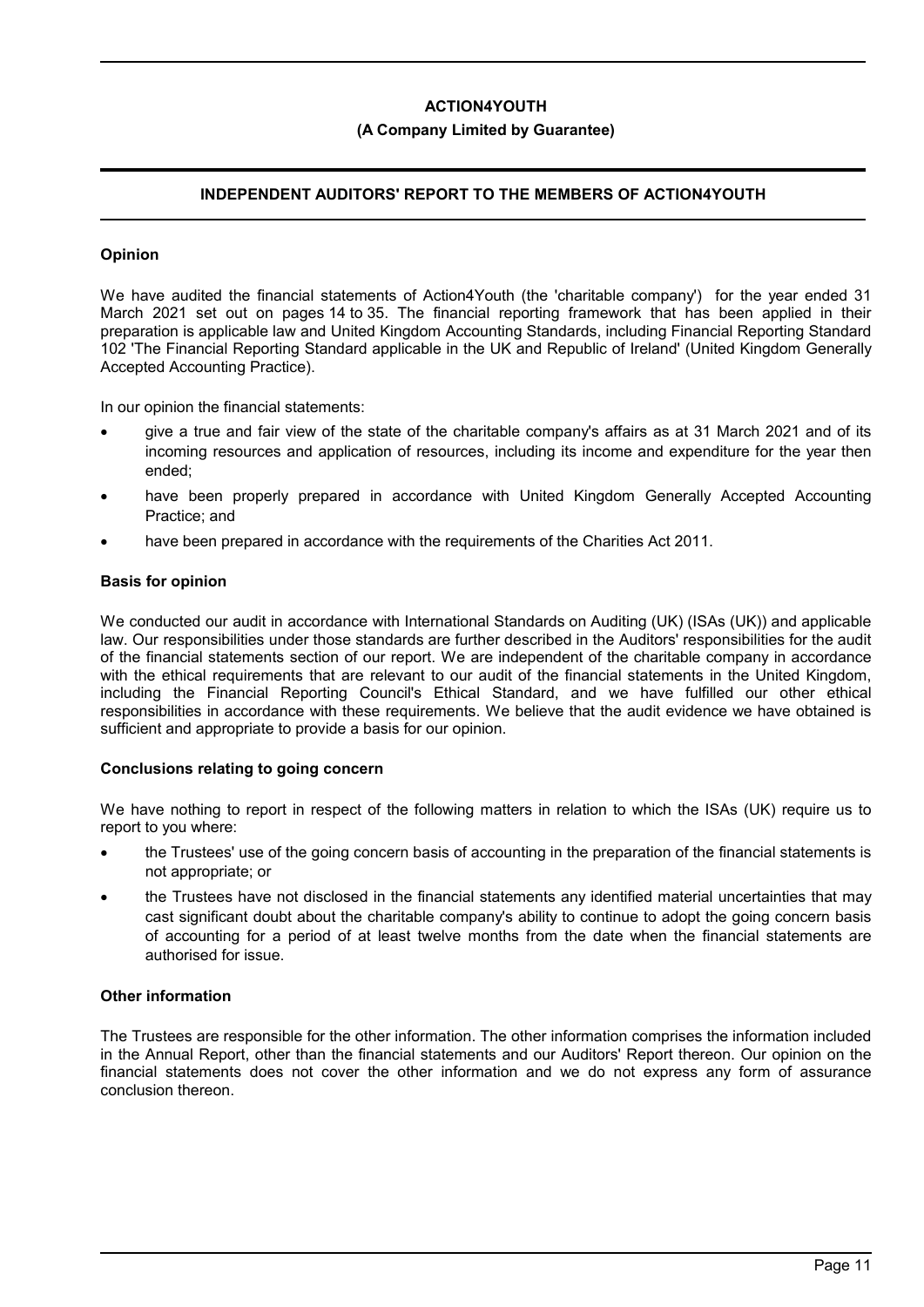**ACTION4YOUTH**

**(A Company Limited by Guarantee)**

## INDEPENDENT AUDITORS' REPORT TO THE MEMBERS OF ACTION4YOUTH

### Opinion

We have audited the financial statements of Action4Youth (the 'charitable company') for the year ended 31 March 2021 set out on pages 14 to 35. The financial reporting framework that has been applied in their preparation is applicable law and United Kingdom Accounting Standards, including Financial Reporting Standard 102 'The Financial Reporting Standard applicable in the UK and Republic of Ireland' (United Kingdom Generally Accepted Accounting Practice).

In our opinion the financial statements:

- give a true and fair view of the state of the charitable company's affairs as at 31 March 2021 and of its incoming resources and application of resources, including its income and expenditure for the year then ended;
- have been properly prepared in accordance with United Kingdom Generally Accepted Accounting Practice; and
- have been prepared in accordance with the requirements of the Charities Act 2011.

### Basis for opinion

We conducted our audit in accordance with International Standards on Auditing (UK) (ISAs (UK)) and applicable law. Our responsibilities under those standards are further described in the Auditors' responsibilities for the audit of the financial statements section of our report. We are independent of the charitable company in accordance with the ethical requirements that are relevant to our audit of the financial statements in the United Kingdom, including the Financial Reporting Council's Ethical Standard, and we have fulfilled our other ethical responsibilities in accordance with these requirements. We believe that the audit evidence we have obtained is sufficient and appropriate to provide a basis for our opinion.

### Conclusions relating to going concern

We have nothing to report in respect of the following matters in relation to which the ISAs (UK) require us to report to you where:

- the Trustees' use of the going concern basis of accounting in the preparation of the financial statements is not appropriate; or
- the Trustees have not disclosed in the financial statements any identified material uncertainties that may cast significant doubt about the charitable company's ability to continue to adopt the going concern basis of accounting for a period of at least twelve months from the date when the financial statements are authorised for issue.

### Other information

The Trustees are responsible for the other information. The other information comprises the information included in the Annual Report, other than the financial statements and our Auditors' Report thereon. Our opinion on the financial statements does not cover the other information and we do not express any form of assurance conclusion thereon.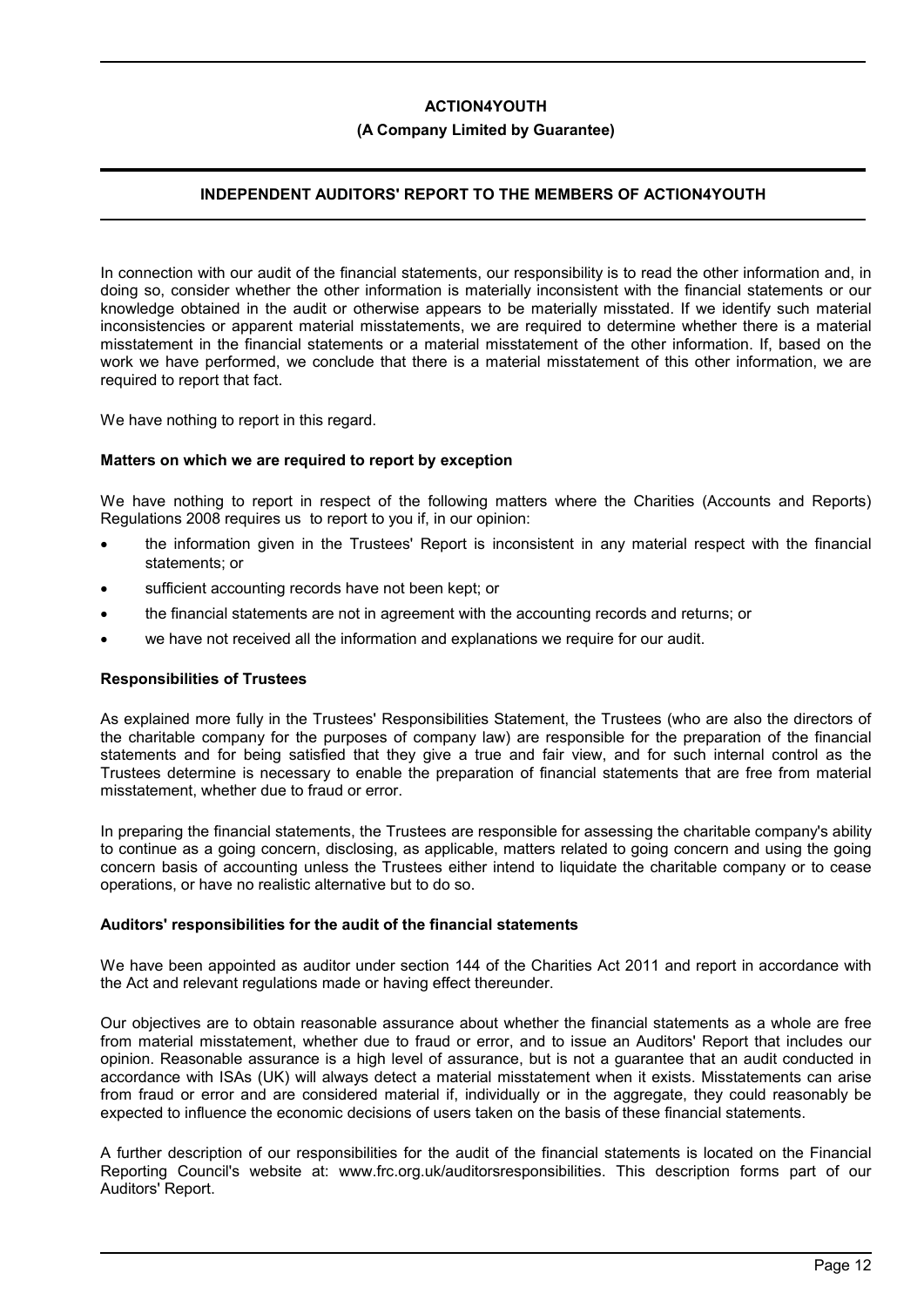In connection with our audit of the financial statements, our responsibility is to read the other information and, in doing so, consider whether the other information is materially inconsistent with the financial statements or our knowledge obtained in the audit or otherwise appears to be materially misstated. If we identify such material inconsistencies or apparent material misstatements, we are required to determine whether there is a material misstatement in the financial statements or a material misstatement of the other information. If, based on the work we have performed, we conclude that there is a material misstatement of this other information, we are required to report that fact.

We have nothing to report in this regard.

**Matters on which we are required to report by exception**

We have nothing to report in respect of the following matters where the Charities (Accounts and Reports) Regulations 2008 requires us to report to you if, in our opinion:

- the information given in the Trustees' Report is inconsistent in any material respect with the financial statements; or
- sufficient accounting records have not been kept; or
- the financial statements are not in agreement with the accounting records and returns; or
- we have not received all the information and explanations we require for our audit.

**Responsibilities of Trustees**

As explained more fully in the Trustees' Responsibilities Statement, the Trustees (who are also the directors of the charitable company for the purposes of company law) are responsible for the preparation of the financial statements and for being satisfied that they give a true and fair view, and for such internal control as the Trustees determine is necessary to enable the preparation of financial statements that are free from material misstatement, whether due to fraud or error.

In preparing the financial statements, the Trustees are responsible for assessing the charitable company's ability to continue as a going concern, disclosing, as applicable, matters related to going concern and using the going concern basis of accounting unless the Trustees either intend to liquidate the charitable company or to cease operations, or have no realistic alternative but to do so.

**Auditors' responsibilities for the audit of the financial statements**

We have been appointed as auditor under section 144 of the Charities Act 2011 and report in accordance with the Act and relevant regulations made or having effect thereunder.

Our objectives are to obtain reasonable assurance about whether the financial statements as a whole are free from material misstatement, whether due to fraud or error, and to issue an Auditors' Report that includes our opinion. Reasonable assurance is a high level of assurance, but is not a guarantee that an audit conducted in accordance with ISAs (UK) will always detect a material misstatement when it exists. Misstatements can arise from fraud or error and are considered material if, individually or in the aggregate, they could reasonably be expected to influence the economic decisions of users taken on the basis of these financial statements.

A further description of our responsibilities for the audit of the financial statements is located on the Financial Reporting Council's website at: www.frc.org.uk/auditorsresponsibilities. This description forms part of our Auditors' Report.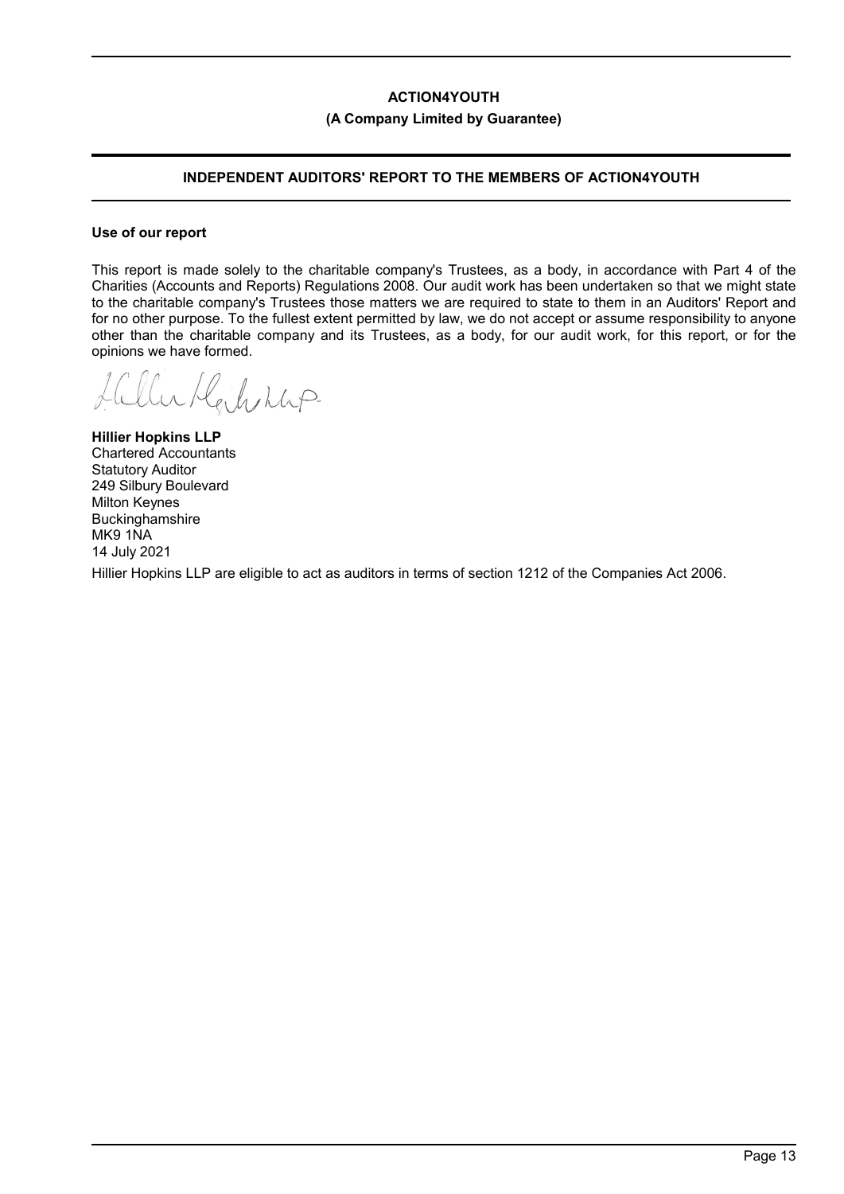## INDEPENDENT AUDITORS' REPORT TO THE MEMBERS OF ACTION4YOUTH

### Use of our report

This report is made solely to the charitable company's Trustees, as a body, in accordance with Part 4 of the Charities (Accounts and Reports) Regulations 2008. Our audit work has been undertaken so that we might state to the charitable company's Trustees those matters we are required to state to them in an Auditors' Report and for no other purpose. To the fullest extent permitted by law, we do not accept or assume responsibility to anyone other than the charitable company and its Trustees, as a body, for our audit work, for this report, or for the opinions we have formed.

**Hillier Hopkins LLP**
Chartered Accountants
Statutory Auditor
249 Silbury Boulevard
Milton Keynes
Buckinghamshire
MK9 1NA
14 July 2021

Hillier Hopkins LLP are eligible to act as auditors in terms of section 1212 of the Companies Act 2006.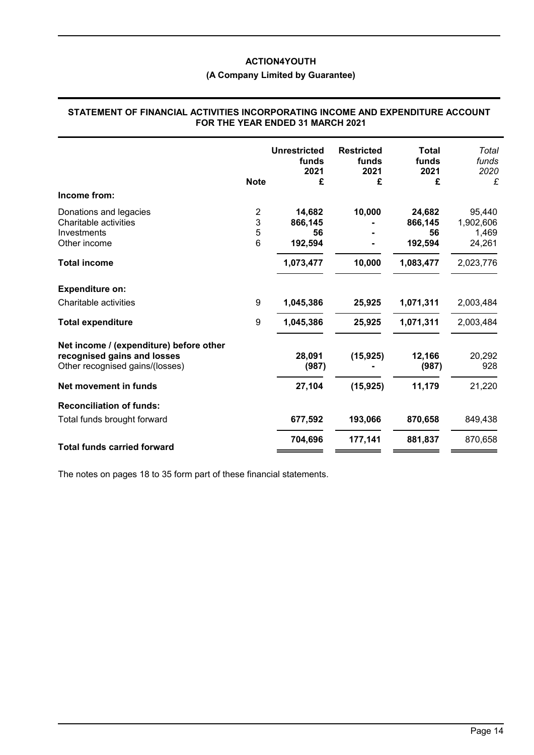**ACTION4YOUTH**

**(A Company Limited by Guarantee)**

**STATEMENT OF FINANCIAL ACTIVITIES INCORPORATING INCOME AND EXPENDITURE ACCOUNT FOR THE YEAR ENDED 31 MARCH 2021**

| | Note | **Unrestricted funds 2021 £** | **Restricted funds 2021 £** | **Total funds 2021 £** | *Total funds 2020 £* |
|---|---|---|---|---|---|
| **Income from:** | | | | | |
| Donations and legacies | 2 | **14,682** | **10,000** | **24,682** | 95,440 |
| Charitable activities | 3 | **866,145** | **-** | **866,145** | 1,902,606 |
| Investments | 5 | **56** | **-** | **56** | 1,469 |
| Other income | 6 | **192,594** | **-** | **192,594** | 24,261 |
| **Total income** | | **1,073,477** | **10,000** | **1,083,477** | 2,023,776 |
| **Expenditure on:** | | | | | |
| Charitable activities | 9 | **1,045,386** | **25,925** | **1,071,311** | 2,003,484 |
| **Total expenditure** | 9 | **1,045,386** | **25,925** | **1,071,311** | 2,003,484 |
| **Net income / (expenditure) before other recognised gains and losses** | | **28,091** | **(15,925)** | **12,166** | 20,292 |
| Other recognised gains/(losses) | | **(987)** | **-** | **(987)** | 928 |
| **Net movement in funds** | | **27,104** | **(15,925)** | **11,179** | 21,220 |
| **Reconciliation of funds:** | | | | | |
| Total funds brought forward | | **677,592** | **193,066** | **870,658** | 849,438 |
| **Total funds carried forward** | | **704,696** | **177,141** | **881,837** | 870,658 |

The notes on pages 18 to 35 form part of these financial statements.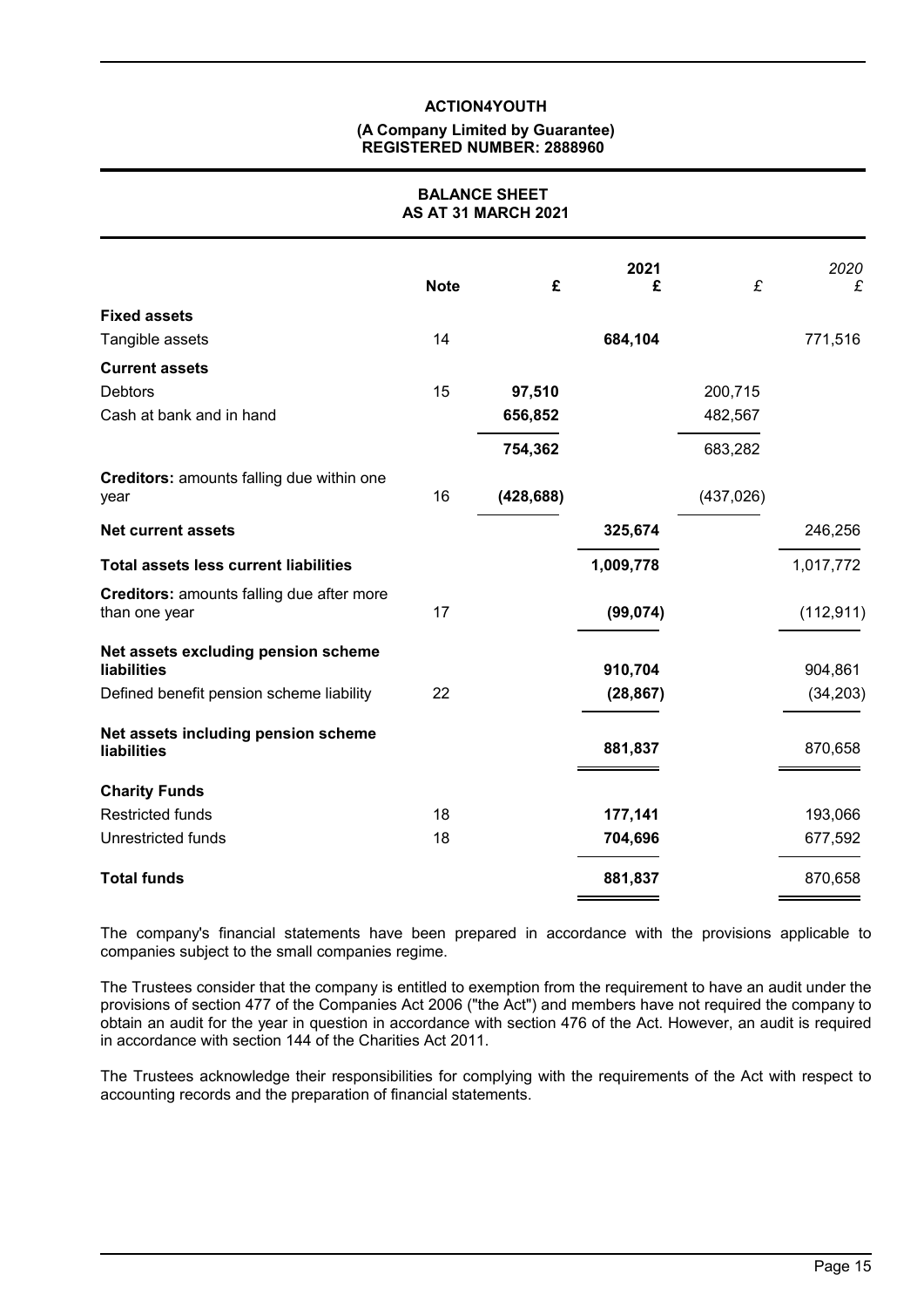**ACTION4YOUTH**

**(A Company Limited by Guarantee)**
**REGISTERED NUMBER: 2888960**

# BALANCE SHEET
## AS AT 31 MARCH 2021

| | Note | £ | 2021 £ | £ | 2020 £ |
|---|---|---|---|---|---|
| **Fixed assets** | | | | | |
| Tangible assets | 14 | | **684,104** | | 771,516 |
| **Current assets** | | | | | |
| Debtors | 15 | **97,510** | | 200,715 | |
| Cash at bank and in hand | | **656,852** | | 482,567 | |
| | | **754,362** | | 683,282 | |
| **Creditors:** amounts falling due within one year | 16 | **(428,688)** | | (437,026) | |
| **Net current assets** | | | **325,674** | | 246,256 |
| **Total assets less current liabilities** | | | **1,009,778** | | 1,017,772 |
| **Creditors:** amounts falling due after more than one year | 17 | | **(99,074)** | | (112,911) |
| **Net assets excluding pension scheme liabilities** | | | **910,704** | | 904,861 |
| Defined benefit pension scheme liability | 22 | | **(28,867)** | | (34,203) |
| **Net assets including pension scheme liabilities** | | | **881,837** | | 870,658 |
| **Charity Funds** | | | | | |
| Restricted funds | 18 | | **177,141** | | 193,066 |
| Unrestricted funds | 18 | | **704,696** | | 677,592 |
| **Total funds** | | | **881,837** | | 870,658 |

The company's financial statements have been prepared in accordance with the provisions applicable to companies subject to the small companies regime.

The Trustees consider that the company is entitled to exemption from the requirement to have an audit under the provisions of section 477 of the Companies Act 2006 ("the Act") and members have not required the company to obtain an audit for the year in question in accordance with section 476 of the Act. However, an audit is required in accordance with section 144 of the Charities Act 2011.

The Trustees acknowledge their responsibilities for complying with the requirements of the Act with respect to accounting records and the preparation of financial statements.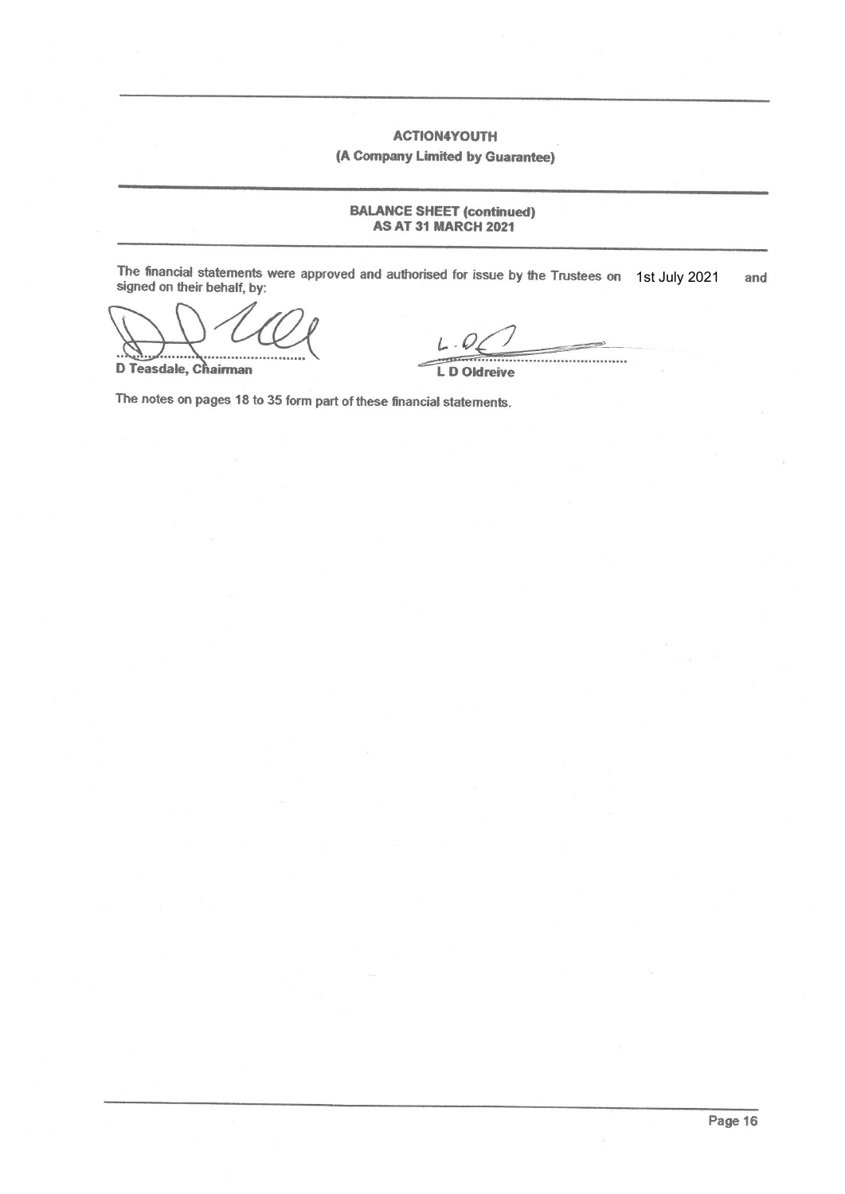**ACTION4YOUTH**

**(A Company Limited by Guarantee)**

**BALANCE SHEET (continued)**
**AS AT 31 MARCH 2021**

The financial statements were approved and authorised for issue by the Trustees on 1st July 2021 and signed on their behalf, by:

D Teasdale, Chairman

L D Oldreive

The notes on pages 18 to 35 form part of these financial statements.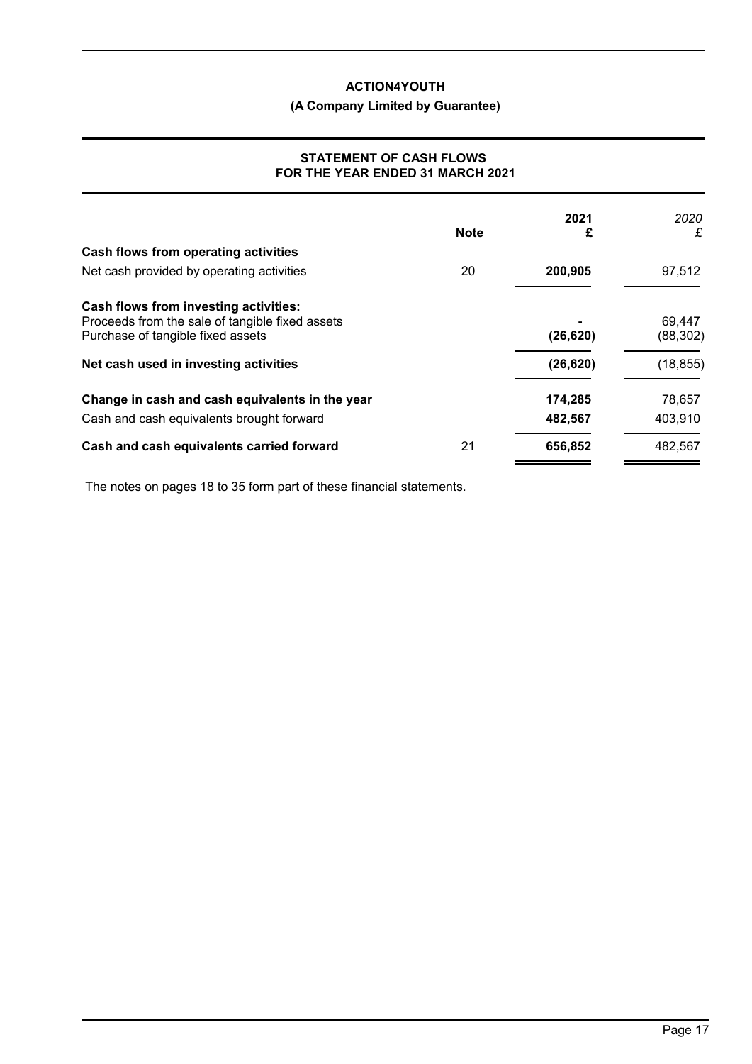**ACTION4YOUTH**

**(A Company Limited by Guarantee)**

**STATEMENT OF CASH FLOWS**
**FOR THE YEAR ENDED 31 MARCH 2021**

| | Note | 2021 £ | *2020 £* |
|---|---|---|---|
| **Cash flows from operating activities** | | | |
| Net cash provided by operating activities | 20 | **200,905** | 97,512 |
| **Cash flows from investing activities:** | | | |
| Proceeds from the sale of tangible fixed assets | | **-** | 69,447 |
| Purchase of tangible fixed assets | | **(26,620)** | (88,302) |
| **Net cash used in investing activities** | | **(26,620)** | (18,855) |
| **Change in cash and cash equivalents in the year** | | **174,285** | 78,657 |
| Cash and cash equivalents brought forward | | **482,567** | 403,910 |
| **Cash and cash equivalents carried forward** | 21 | **656,852** | 482,567 |

The notes on pages 18 to 35 form part of these financial statements.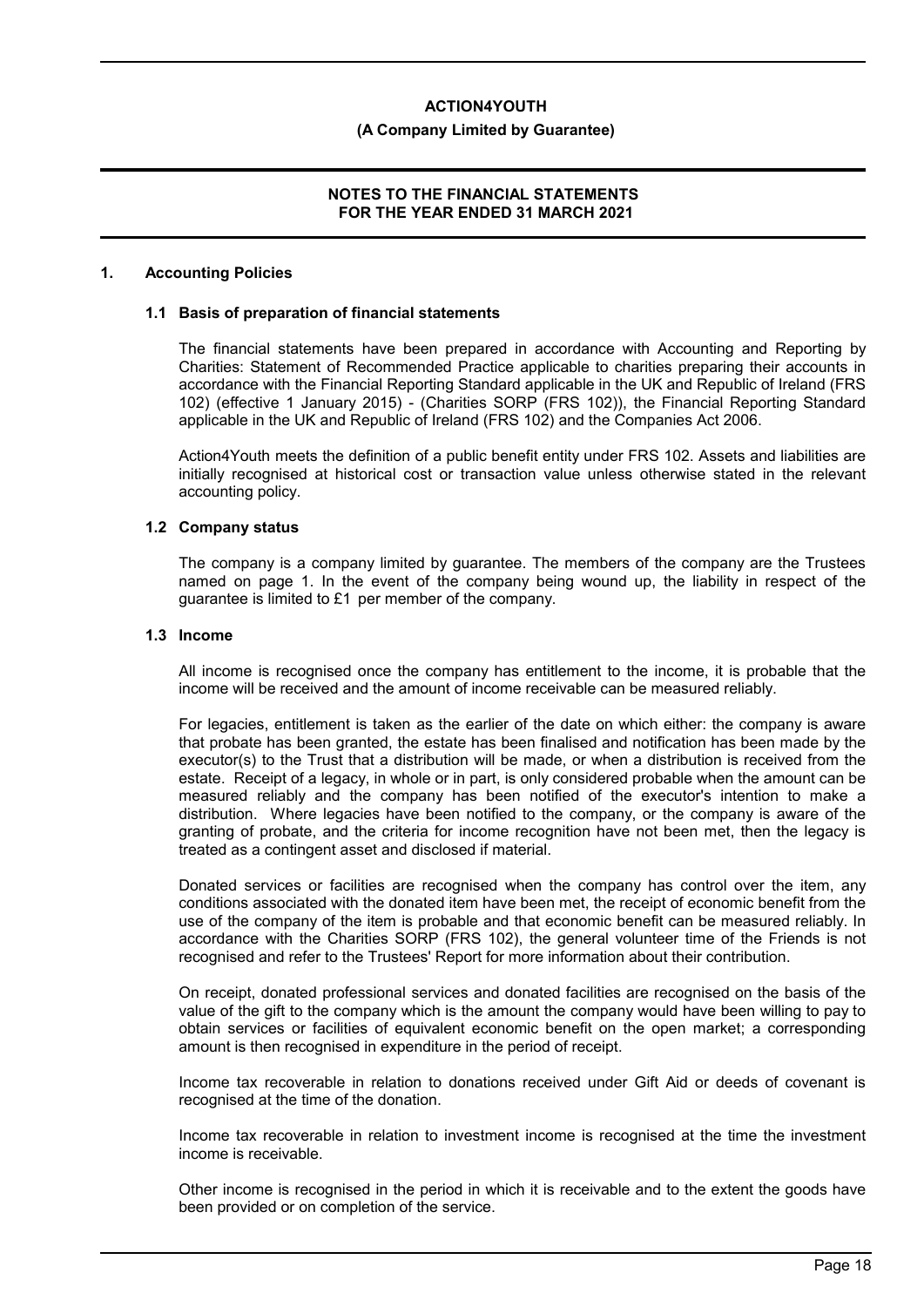## 1. Accounting Policies

### 1.1 Basis of preparation of financial statements

The financial statements have been prepared in accordance with Accounting and Reporting by Charities: Statement of Recommended Practice applicable to charities preparing their accounts in accordance with the Financial Reporting Standard applicable in the UK and Republic of Ireland (FRS 102) (effective 1 January 2015) - (Charities SORP (FRS 102)), the Financial Reporting Standard applicable in the UK and Republic of Ireland (FRS 102) and the Companies Act 2006.

Action4Youth meets the definition of a public benefit entity under FRS 102. Assets and liabilities are initially recognised at historical cost or transaction value unless otherwise stated in the relevant accounting policy.

### 1.2 Company status

The company is a company limited by guarantee. The members of the company are the Trustees named on page 1. In the event of the company being wound up, the liability in respect of the guarantee is limited to £1 per member of the company.

### 1.3 Income

All income is recognised once the company has entitlement to the income, it is probable that the income will be received and the amount of income receivable can be measured reliably.

For legacies, entitlement is taken as the earlier of the date on which either: the company is aware that probate has been granted, the estate has been finalised and notification has been made by the executor(s) to the Trust that a distribution will be made, or when a distribution is received from the estate. Receipt of a legacy, in whole or in part, is only considered probable when the amount can be measured reliably and the company has been notified of the executor's intention to make a distribution. Where legacies have been notified to the company, or the company is aware of the granting of probate, and the criteria for income recognition have not been met, then the legacy is treated as a contingent asset and disclosed if material.

Donated services or facilities are recognised when the company has control over the item, any conditions associated with the donated item have been met, the receipt of economic benefit from the use of the company of the item is probable and that economic benefit can be measured reliably. In accordance with the Charities SORP (FRS 102), the general volunteer time of the Friends is not recognised and refer to the Trustees' Report for more information about their contribution.

On receipt, donated professional services and donated facilities are recognised on the basis of the value of the gift to the company which is the amount the company would have been willing to pay to obtain services or facilities of equivalent economic benefit on the open market; a corresponding amount is then recognised in expenditure in the period of receipt.

Income tax recoverable in relation to donations received under Gift Aid or deeds of covenant is recognised at the time of the donation.

Income tax recoverable in relation to investment income is recognised at the time the investment income is receivable.

Other income is recognised in the period in which it is receivable and to the extent the goods have been provided or on completion of the service.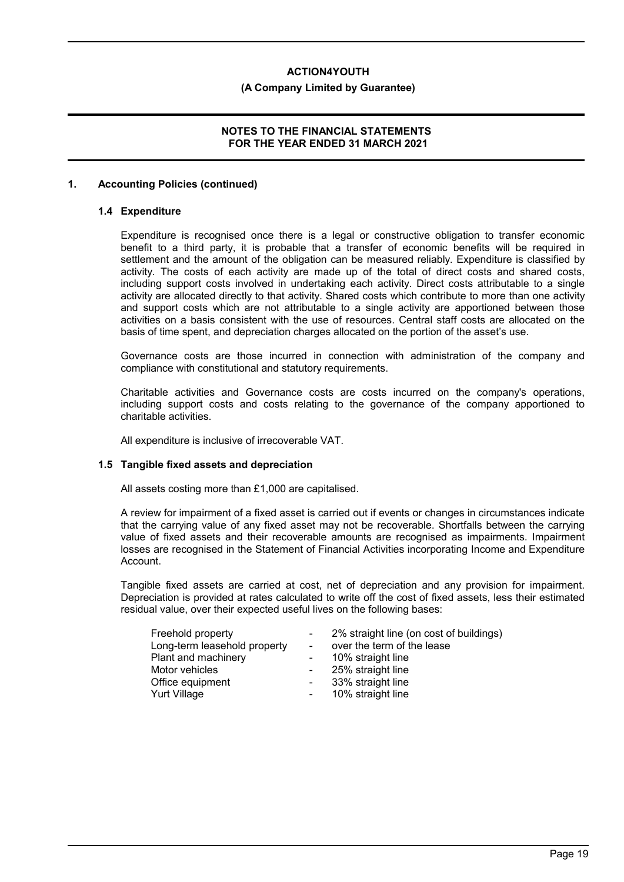ACTION4YOUTH

(A Company Limited by Guarantee)

NOTES TO THE FINANCIAL STATEMENTS
FOR THE YEAR ENDED 31 MARCH 2021

## 1. Accounting Policies (continued)

### 1.4 Expenditure

Expenditure is recognised once there is a legal or constructive obligation to transfer economic benefit to a third party, it is probable that a transfer of economic benefits will be required in settlement and the amount of the obligation can be measured reliably. Expenditure is classified by activity. The costs of each activity are made up of the total of direct costs and shared costs, including support costs involved in undertaking each activity. Direct costs attributable to a single activity are allocated directly to that activity. Shared costs which contribute to more than one activity and support costs which are not attributable to a single activity are apportioned between those activities on a basis consistent with the use of resources. Central staff costs are allocated on the basis of time spent, and depreciation charges allocated on the portion of the asset's use.

Governance costs are those incurred in connection with administration of the company and compliance with constitutional and statutory requirements.

Charitable activities and Governance costs are costs incurred on the company's operations, including support costs and costs relating to the governance of the company apportioned to charitable activities.

All expenditure is inclusive of irrecoverable VAT.

### 1.5 Tangible fixed assets and depreciation

All assets costing more than £1,000 are capitalised.

A review for impairment of a fixed asset is carried out if events or changes in circumstances indicate that the carrying value of any fixed asset may not be recoverable. Shortfalls between the carrying value of fixed assets and their recoverable amounts are recognised as impairments. Impairment losses are recognised in the Statement of Financial Activities incorporating Income and Expenditure Account.

Tangible fixed assets are carried at cost, net of depreciation and any provision for impairment. Depreciation is provided at rates calculated to write off the cost of fixed assets, less their estimated residual value, over their expected useful lives on the following bases:

| | | |
|---|---|---|
| Freehold property | - | 2% straight line (on cost of buildings) |
| Long-term leasehold property | - | over the term of the lease |
| Plant and machinery | - | 10% straight line |
| Motor vehicles | - | 25% straight line |
| Office equipment | - | 33% straight line |
| Yurt Village | - | 10% straight line |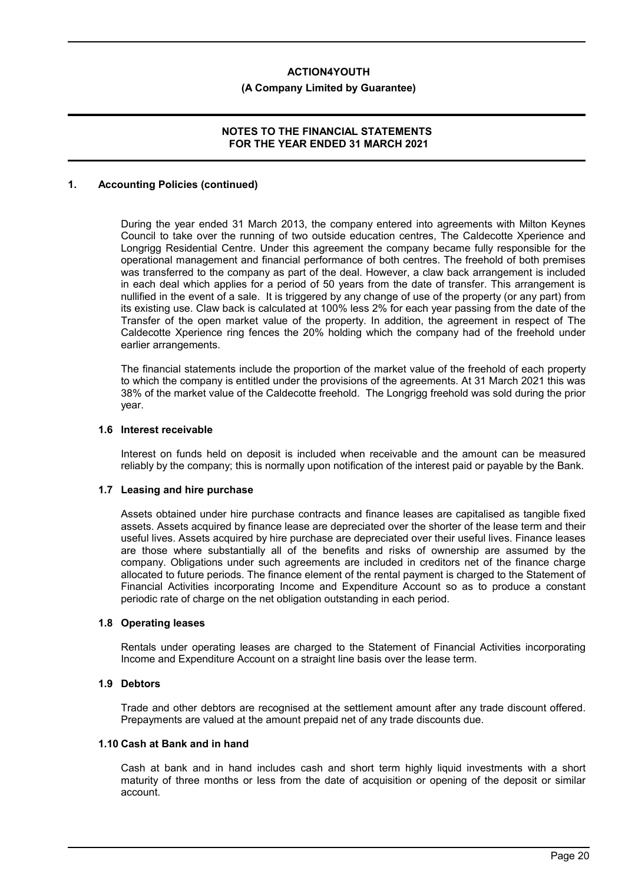## 1. Accounting Policies (continued)

During the year ended 31 March 2013, the company entered into agreements with Milton Keynes Council to take over the running of two outside education centres, The Caldecotte Xperience and Longrigg Residential Centre. Under this agreement the company became fully responsible for the operational management and financial performance of both centres. The freehold of both premises was transferred to the company as part of the deal. However, a claw back arrangement is included in each deal which applies for a period of 50 years from the date of transfer. This arrangement is nullified in the event of a sale. It is triggered by any change of use of the property (or any part) from its existing use. Claw back is calculated at 100% less 2% for each year passing from the date of the Transfer of the open market value of the property. In addition, the agreement in respect of The Caldecotte Xperience ring fences the 20% holding which the company had of the freehold under earlier arrangements.

The financial statements include the proportion of the market value of the freehold of each property to which the company is entitled under the provisions of the agreements. At 31 March 2021 this was 38% of the market value of the Caldecotte freehold. The Longrigg freehold was sold during the prior year.

### 1.6 Interest receivable

Interest on funds held on deposit is included when receivable and the amount can be measured reliably by the company; this is normally upon notification of the interest paid or payable by the Bank.

### 1.7 Leasing and hire purchase

Assets obtained under hire purchase contracts and finance leases are capitalised as tangible fixed assets. Assets acquired by finance lease are depreciated over the shorter of the lease term and their useful lives. Assets acquired by hire purchase are depreciated over their useful lives. Finance leases are those where substantially all of the benefits and risks of ownership are assumed by the company. Obligations under such agreements are included in creditors net of the finance charge allocated to future periods. The finance element of the rental payment is charged to the Statement of Financial Activities incorporating Income and Expenditure Account so as to produce a constant periodic rate of charge on the net obligation outstanding in each period.

### 1.8 Operating leases

Rentals under operating leases are charged to the Statement of Financial Activities incorporating Income and Expenditure Account on a straight line basis over the lease term.

### 1.9 Debtors

Trade and other debtors are recognised at the settlement amount after any trade discount offered. Prepayments are valued at the amount prepaid net of any trade discounts due.

### 1.10 Cash at Bank and in hand

Cash at bank and in hand includes cash and short term highly liquid investments with a short maturity of three months or less from the date of acquisition or opening of the deposit or similar account.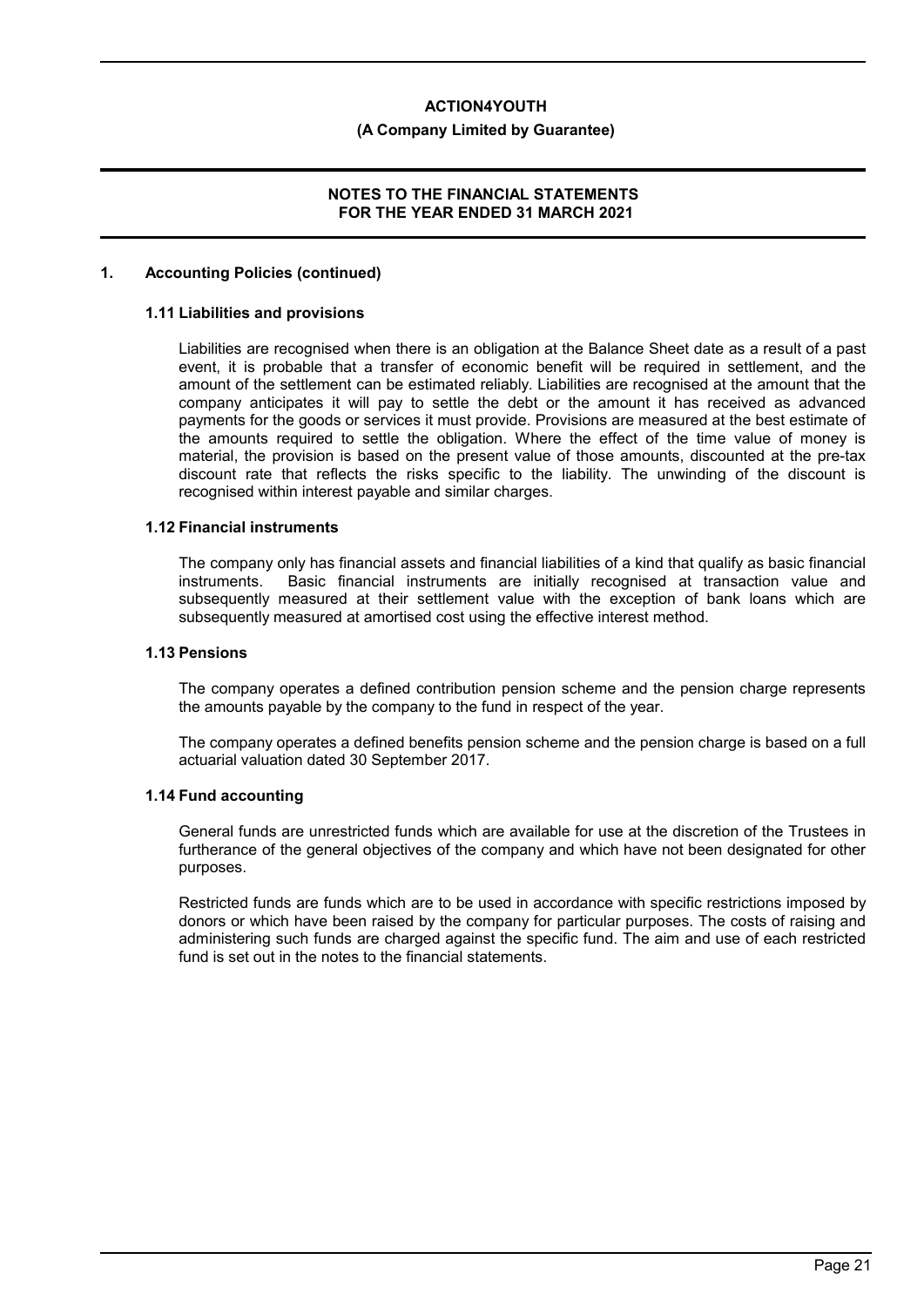## 1. Accounting Policies (continued)

### 1.11 Liabilities and provisions

Liabilities are recognised when there is an obligation at the Balance Sheet date as a result of a past event, it is probable that a transfer of economic benefit will be required in settlement, and the amount of the settlement can be estimated reliably. Liabilities are recognised at the amount that the company anticipates it will pay to settle the debt or the amount it has received as advanced payments for the goods or services it must provide. Provisions are measured at the best estimate of the amounts required to settle the obligation. Where the effect of the time value of money is material, the provision is based on the present value of those amounts, discounted at the pre-tax discount rate that reflects the risks specific to the liability. The unwinding of the discount is recognised within interest payable and similar charges.

### 1.12 Financial instruments

The company only has financial assets and financial liabilities of a kind that qualify as basic financial instruments. Basic financial instruments are initially recognised at transaction value and subsequently measured at their settlement value with the exception of bank loans which are subsequently measured at amortised cost using the effective interest method.

### 1.13 Pensions

The company operates a defined contribution pension scheme and the pension charge represents the amounts payable by the company to the fund in respect of the year.

The company operates a defined benefits pension scheme and the pension charge is based on a full actuarial valuation dated 30 September 2017.

### 1.14 Fund accounting

General funds are unrestricted funds which are available for use at the discretion of the Trustees in furtherance of the general objectives of the company and which have not been designated for other purposes.

Restricted funds are funds which are to be used in accordance with specific restrictions imposed by donors or which have been raised by the company for particular purposes. The costs of raising and administering such funds are charged against the specific fund. The aim and use of each restricted fund is set out in the notes to the financial statements.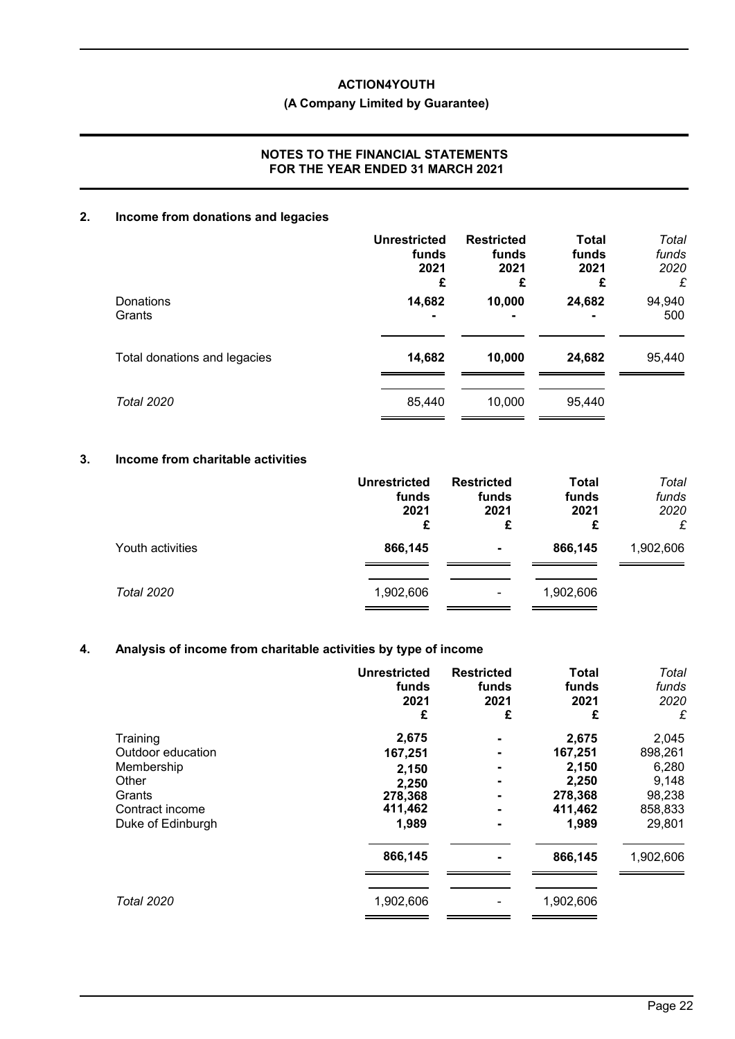**ACTION4YOUTH**

**(A Company Limited by Guarantee)**

**NOTES TO THE FINANCIAL STATEMENTS FOR THE YEAR ENDED 31 MARCH 2021**

## 2. Income from donations and legacies

| | Unrestricted funds 2021 £ | Restricted funds 2021 £ | Total funds 2021 £ | *Total funds 2020 £* |
|---|---|---|---|---|
| Donations | **14,682** | **10,000** | **24,682** | 94,940 |
| Grants | **-** | **-** | **-** | 500 |
| Total donations and legacies | **14,682** | **10,000** | **24,682** | 95,440 |
| *Total 2020* | 85,440 | 10,000 | 95,440 | |

## 3. Income from charitable activities

| | Unrestricted funds 2021 £ | Restricted funds 2021 £ | Total funds 2021 £ | *Total funds 2020 £* |
|---|---|---|---|---|
| Youth activities | **866,145** | **-** | **866,145** | 1,902,606 |
| *Total 2020* | 1,902,606 | - | 1,902,606 | |

## 4. Analysis of income from charitable activities by type of income

| | Unrestricted funds 2021 £ | Restricted funds 2021 £ | Total funds 2021 £ | *Total funds 2020 £* |
|---|---|---|---|---|
| Training | **2,675** | **-** | **2,675** | 2,045 |
| Outdoor education | **167,251** | **-** | **167,251** | 898,261 |
| Membership | **2,150** | **-** | **2,150** | 6,280 |
| Other | **2,250** | **-** | **2,250** | 9,148 |
| Grants | **278,368** | **-** | **278,368** | 98,238 |
| Contract income | **411,462** | **-** | **411,462** | 858,833 |
| Duke of Edinburgh | **1,989** | **-** | **1,989** | 29,801 |
| | **866,145** | **-** | **866,145** | 1,902,606 |
| *Total 2020* | 1,902,606 | - | 1,902,606 | |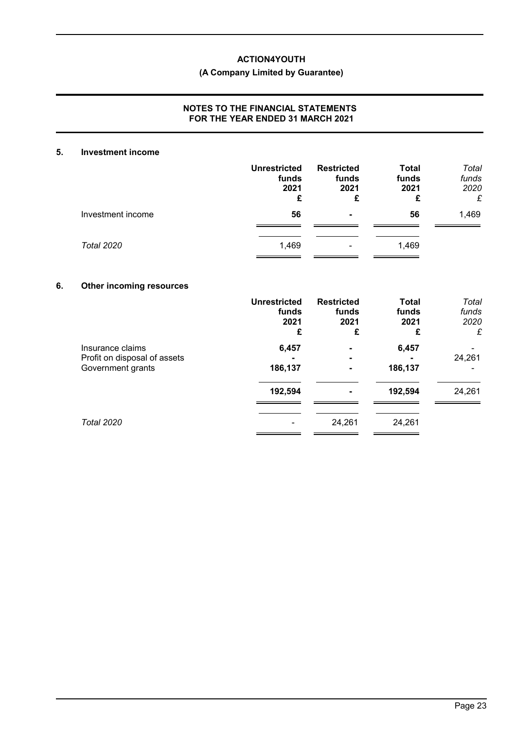## 5. Investment income

| | Unrestricted funds 2021 £ | Restricted funds 2021 £ | Total funds 2021 £ | *Total funds 2020 £* |
|---|---|---|---|---|
| Investment income | **56** | **-** | **56** | 1,469 |
| *Total 2020* | 1,469 | - | 1,469 | |

## 6. Other incoming resources

| | Unrestricted funds 2021 £ | Restricted funds 2021 £ | Total funds 2021 £ | *Total funds 2020 £* |
|---|---|---|---|---|
| Insurance claims | **6,457** | **-** | **6,457** | - |
| Profit on disposal of assets | **-** | **-** | **-** | 24,261 |
| Government grants | **186,137** | **-** | **186,137** | - |
| | **192,594** | **-** | **192,594** | 24,261 |
| *Total 2020* | - | 24,261 | 24,261 | |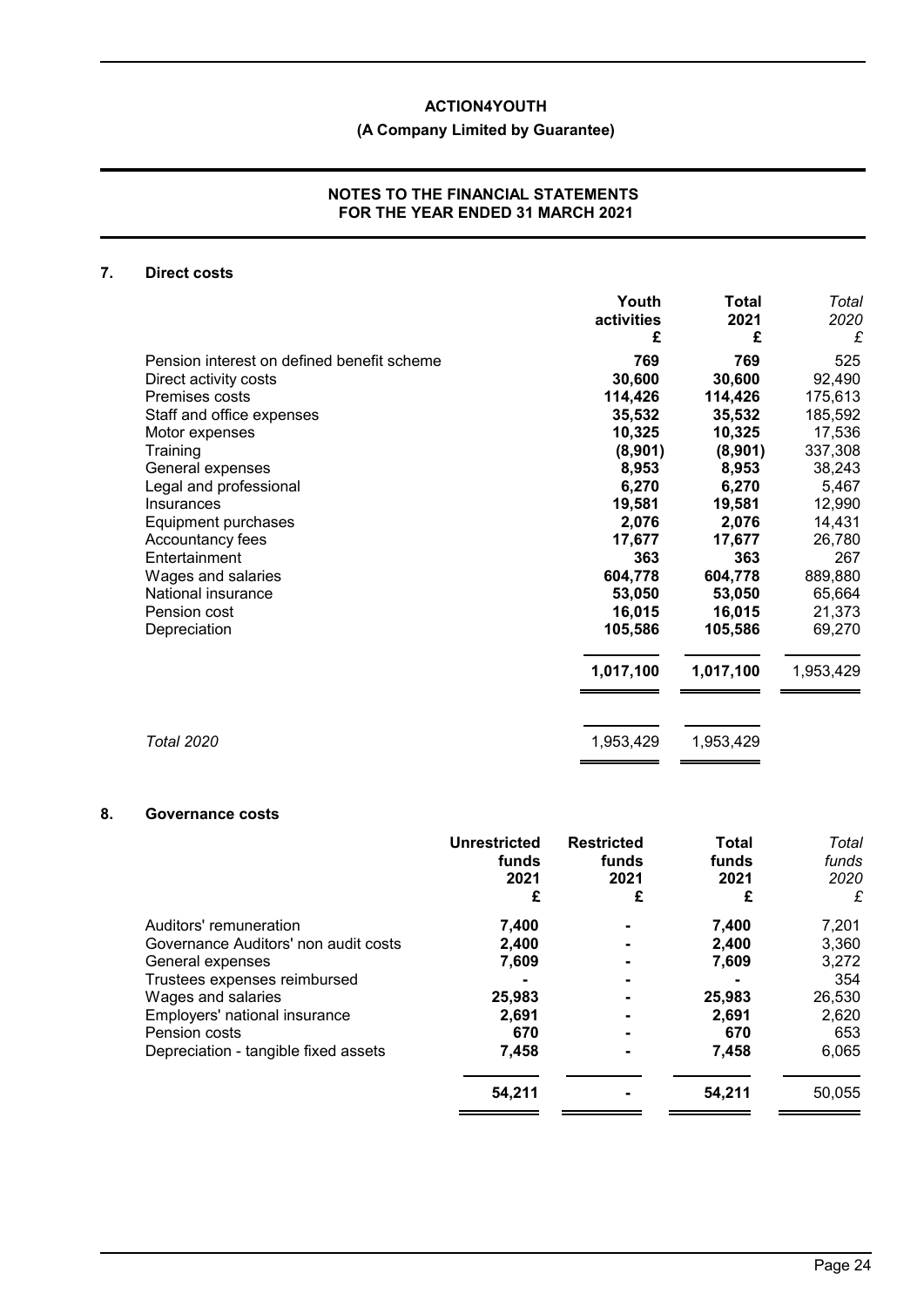## 7. Direct costs

| | Youth activities £ | Total 2021 £ | *Total 2020 £* |
|---|---|---|---|
| Pension interest on defined benefit scheme | **769** | **769** | 525 |
| Direct activity costs | **30,600** | **30,600** | 92,490 |
| Premises costs | **114,426** | **114,426** | 175,613 |
| Staff and office expenses | **35,532** | **35,532** | 185,592 |
| Motor expenses | **10,325** | **10,325** | 17,536 |
| Training | **(8,901)** | **(8,901)** | 337,308 |
| General expenses | **8,953** | **8,953** | 38,243 |
| Legal and professional | **6,270** | **6,270** | 5,467 |
| Insurances | **19,581** | **19,581** | 12,990 |
| Equipment purchases | **2,076** | **2,076** | 14,431 |
| Accountancy fees | **17,677** | **17,677** | 26,780 |
| Entertainment | **363** | **363** | 267 |
| Wages and salaries | **604,778** | **604,778** | 889,880 |
| National insurance | **53,050** | **53,050** | 65,664 |
| Pension cost | **16,015** | **16,015** | 21,373 |
| Depreciation | **105,586** | **105,586** | 69,270 |
| | **1,017,100** | **1,017,100** | 1,953,429 |
| *Total 2020* | 1,953,429 | 1,953,429 | |

## 8. Governance costs

| | Unrestricted funds 2021 £ | Restricted funds 2021 £ | Total funds 2021 £ | *Total funds 2020 £* |
|---|---|---|---|---|
| Auditors' remuneration | **7,400** | **-** | **7,400** | 7,201 |
| Governance Auditors' non audit costs | **2,400** | **-** | **2,400** | 3,360 |
| General expenses | **7,609** | **-** | **7,609** | 3,272 |
| Trustees expenses reimbursed | **-** | **-** | **-** | 354 |
| Wages and salaries | **25,983** | **-** | **25,983** | 26,530 |
| Employers' national insurance | **2,691** | **-** | **2,691** | 2,620 |
| Pension costs | **670** | **-** | **670** | 653 |
| Depreciation - tangible fixed assets | **7,458** | **-** | **7,458** | 6,065 |
| | **54,211** | **-** | **54,211** | 50,055 |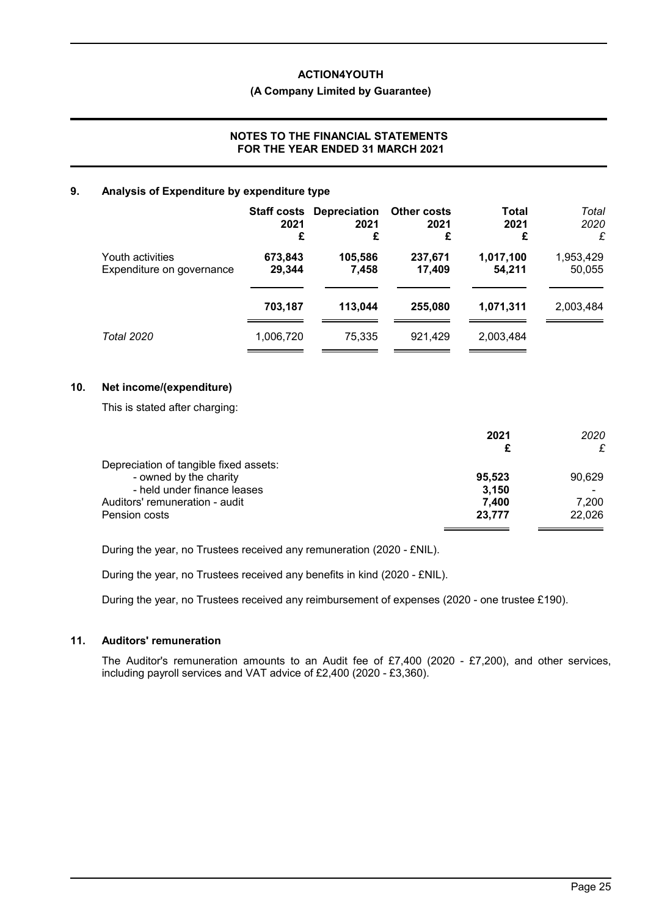**ACTION4YOUTH**

**(A Company Limited by Guarantee)**

**NOTES TO THE FINANCIAL STATEMENTS FOR THE YEAR ENDED 31 MARCH 2021**

## 9. Analysis of Expenditure by expenditure type

| | **Staff costs 2021 £** | **Depreciation 2021 £** | **Other costs 2021 £** | **Total 2021 £** | *Total 2020 £* |
|---|---|---|---|---|---|
| Youth activities | **673,843** | **105,586** | **237,671** | **1,017,100** | 1,953,429 |
| Expenditure on governance | **29,344** | **7,458** | **17,409** | **54,211** | 50,055 |
| | **703,187** | **113,044** | **255,080** | **1,071,311** | 2,003,484 |
| *Total 2020* | 1,006,720 | 75,335 | 921,429 | 2,003,484 | |

## 10. Net income/(expenditure)

This is stated after charging:

| | **2021 £** | *2020 £* |
|---|---|---|
| Depreciation of tangible fixed assets: | | |
| - owned by the charity | **95,523** | 90,629 |
| - held under finance leases | **3,150** | - |
| Auditors' remuneration - audit | **7,400** | 7,200 |
| Pension costs | **23,777** | 22,026 |

During the year, no Trustees received any remuneration (2020 - £NIL).

During the year, no Trustees received any benefits in kind (2020 - £NIL).

During the year, no Trustees received any reimbursement of expenses (2020 - one trustee £190).

## 11. Auditors' remuneration

The Auditor's remuneration amounts to an Audit fee of £7,400 (2020 - £7,200), and other services, including payroll services and VAT advice of £2,400 (2020 - £3,360).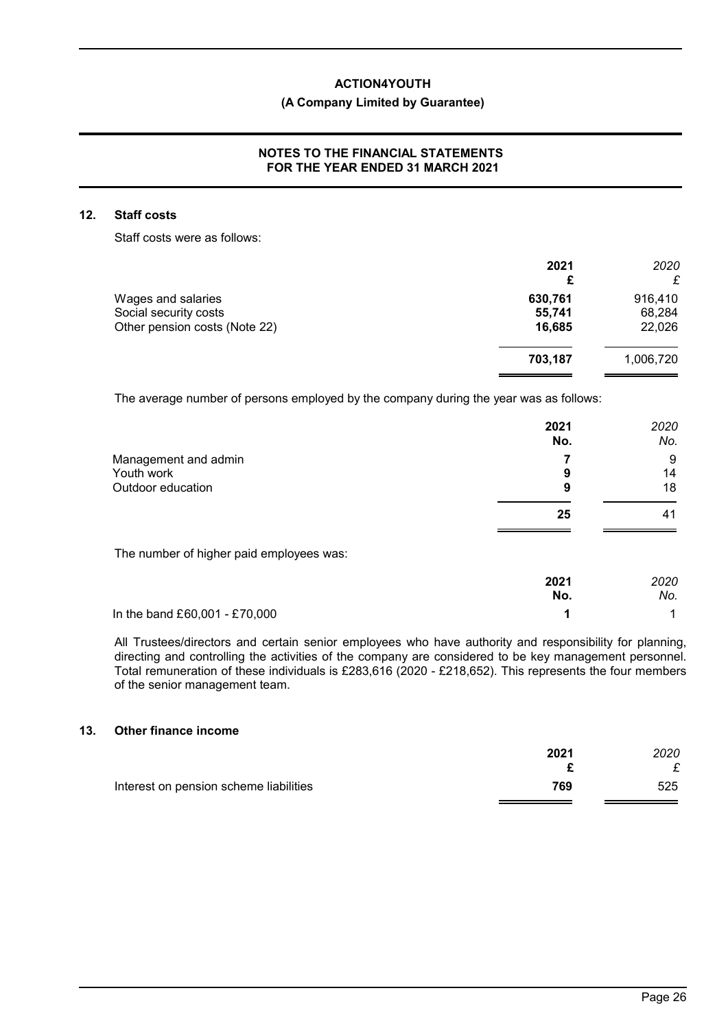## 12. Staff costs

Staff costs were as follows:

| | 2021 £ | *2020 £* |
|---|---|---|
| Wages and salaries | **630,761** | 916,410 |
| Social security costs | **55,741** | 68,284 |
| Other pension costs (Note 22) | **16,685** | 22,026 |
| | **703,187** | 1,006,720 |

The average number of persons employed by the company during the year was as follows:

| | 2021 No. | *2020 No.* |
|---|---|---|
| Management and admin | **7** | 9 |
| Youth work | **9** | 14 |
| Outdoor education | **9** | 18 |
| | **25** | 41 |

The number of higher paid employees was:

| | 2021 No. | *2020 No.* |
|---|---|---|
| In the band £60,001 - £70,000 | **1** | 1 |

All Trustees/directors and certain senior employees who have authority and responsibility for planning, directing and controlling the activities of the company are considered to be key management personnel. Total remuneration of these individuals is £283,616 (2020 - £218,652). This represents the four members of the senior management team.

## 13. Other finance income

| | 2021 £ | *2020 £* |
|---|---|---|
| Interest on pension scheme liabilities | **769** | 525 |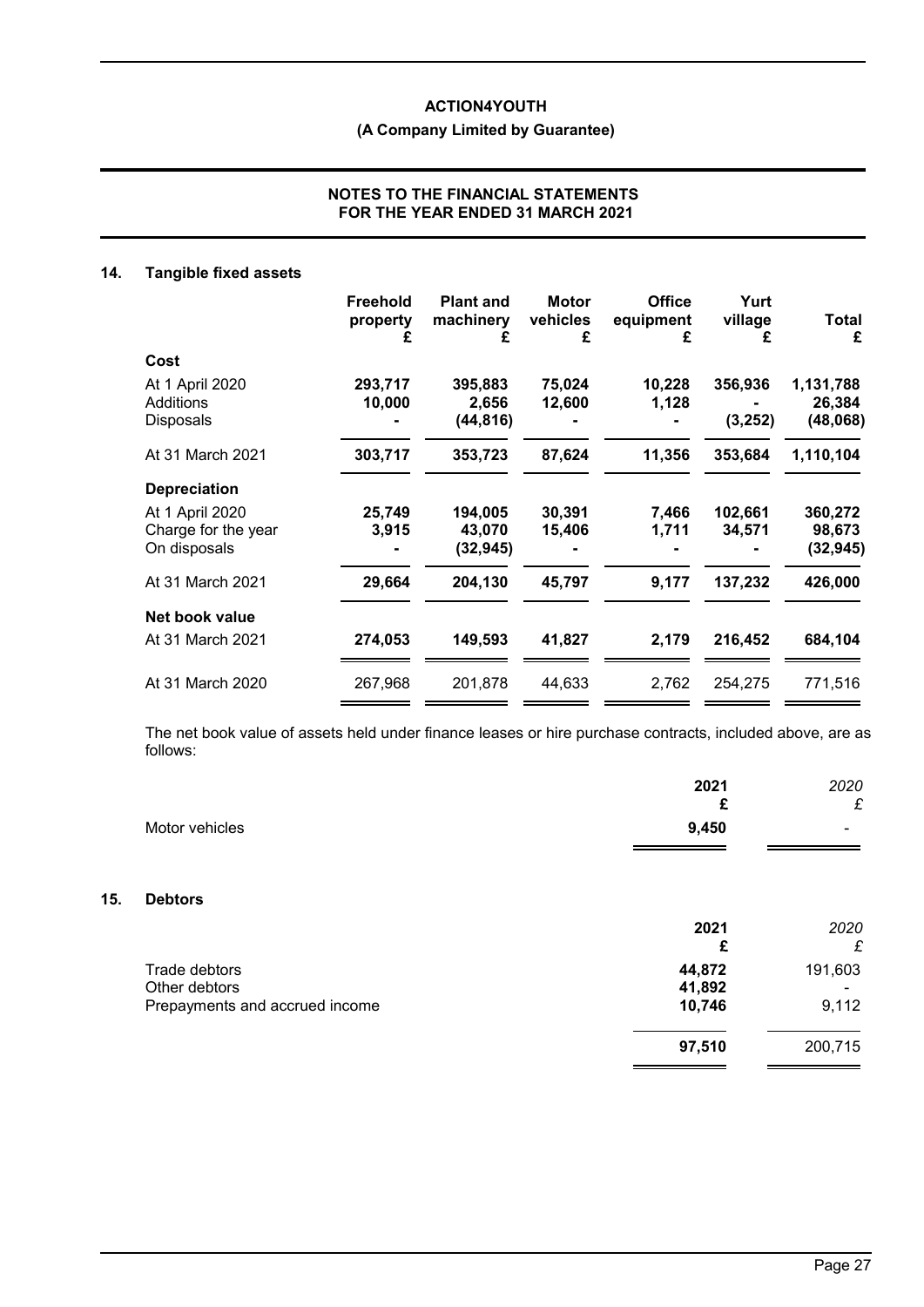# ACTION4YOUTH

**(A Company Limited by Guarantee)**

## NOTES TO THE FINANCIAL STATEMENTS
## FOR THE YEAR ENDED 31 MARCH 2021

### 14. Tangible fixed assets

| | Freehold property £ | Plant and machinery £ | Motor vehicles £ | Office equipment £ | Yurt village £ | Total £ |
|---|---|---|---|---|---|---|
| **Cost** | | | | | | |
| At 1 April 2020 | **293,717** | **395,883** | **75,024** | **10,228** | **356,936** | **1,131,788** |
| Additions | **10,000** | **2,656** | **12,600** | **1,128** | **-** | **26,384** |
| Disposals | **-** | **(44,816)** | **-** | **-** | **(3,252)** | **(48,068)** |
| At 31 March 2021 | **303,717** | **353,723** | **87,624** | **11,356** | **353,684** | **1,110,104** |
| **Depreciation** | | | | | | |
| At 1 April 2020 | **25,749** | **194,005** | **30,391** | **7,466** | **102,661** | **360,272** |
| Charge for the year | **3,915** | **43,070** | **15,406** | **1,711** | **34,571** | **98,673** |
| On disposals | **-** | **(32,945)** | **-** | **-** | **-** | **(32,945)** |
| At 31 March 2021 | **29,664** | **204,130** | **45,797** | **9,177** | **137,232** | **426,000** |
| **Net book value** | | | | | | |
| At 31 March 2021 | **274,053** | **149,593** | **41,827** | **2,179** | **216,452** | **684,104** |
| At 31 March 2020 | 267,968 | 201,878 | 44,633 | 2,762 | 254,275 | 771,516 |

The net book value of assets held under finance leases or hire purchase contracts, included above, are as follows:

| | 2021 £ | *2020* £ |
|---|---|---|
| Motor vehicles | **9,450** | - |

### 15. Debtors

| | 2021 £ | *2020* £ |
|---|---|---|
| Trade debtors | **44,872** | 191,603 |
| Other debtors | **41,892** | - |
| Prepayments and accrued income | **10,746** | 9,112 |
| | **97,510** | 200,715 |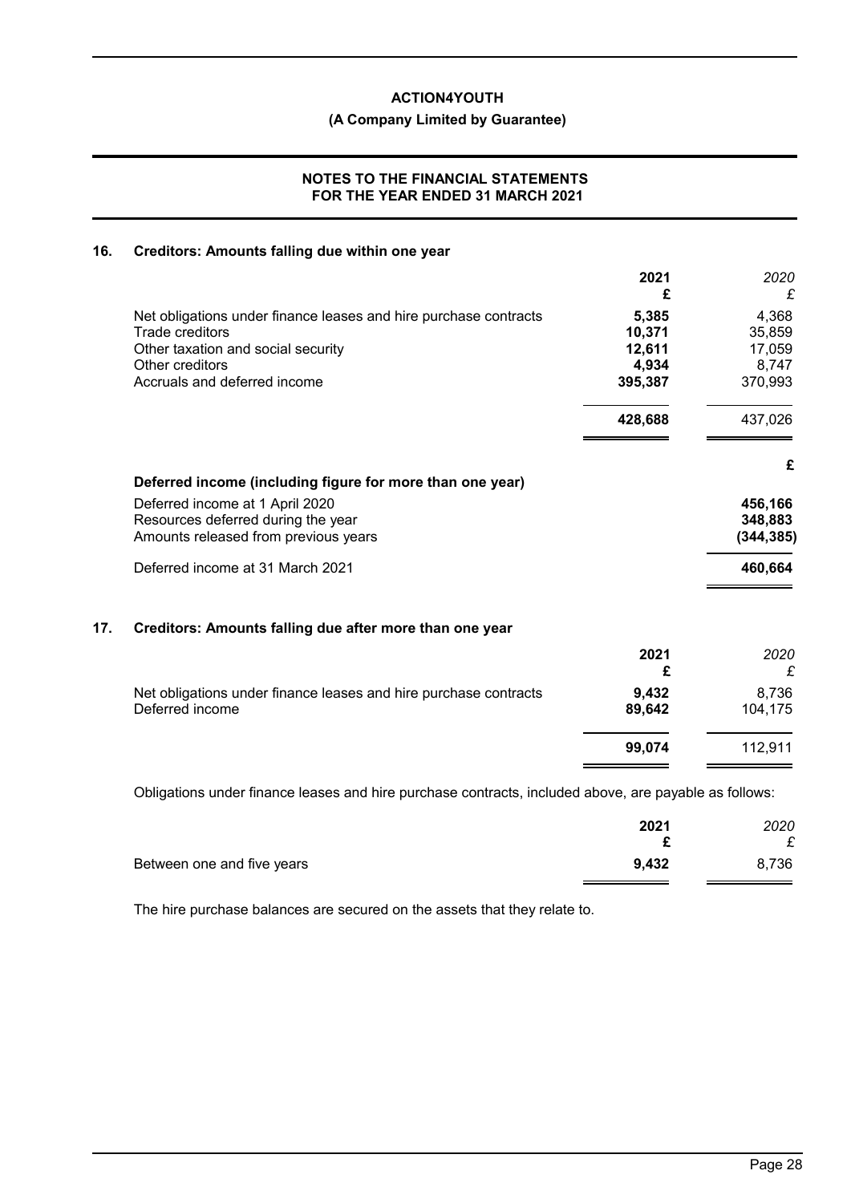**ACTION4YOUTH**

**(A Company Limited by Guarantee)**

**NOTES TO THE FINANCIAL STATEMENTS FOR THE YEAR ENDED 31 MARCH 2021**

## 16. Creditors: Amounts falling due within one year

| | 2021 £ | 2020 £ |
|---|---|---|
| Net obligations under finance leases and hire purchase contracts | 5,385 | 4,368 |
| Trade creditors | 10,371 | 35,859 |
| Other taxation and social security | 12,611 | 17,059 |
| Other creditors | 4,934 | 8,747 |
| Accruals and deferred income | 395,387 | 370,993 |
| | **428,688** | 437,026 |

| | £ |
|---|---|
| **Deferred income (including figure for more than one year)** | |
| Deferred income at 1 April 2020 | 456,166 |
| Resources deferred during the year | 348,883 |
| Amounts released from previous years | (344,385) |
| Deferred income at 31 March 2021 | **460,664** |

## 17. Creditors: Amounts falling due after more than one year

| | 2021 £ | 2020 £ |
|---|---|---|
| Net obligations under finance leases and hire purchase contracts | 9,432 | 8,736 |
| Deferred income | 89,642 | 104,175 |
| | **99,074** | 112,911 |

Obligations under finance leases and hire purchase contracts, included above, are payable as follows:

| | 2021 £ | 2020 £ |
|---|---|---|
| Between one and five years | 9,432 | 8,736 |

The hire purchase balances are secured on the assets that they relate to.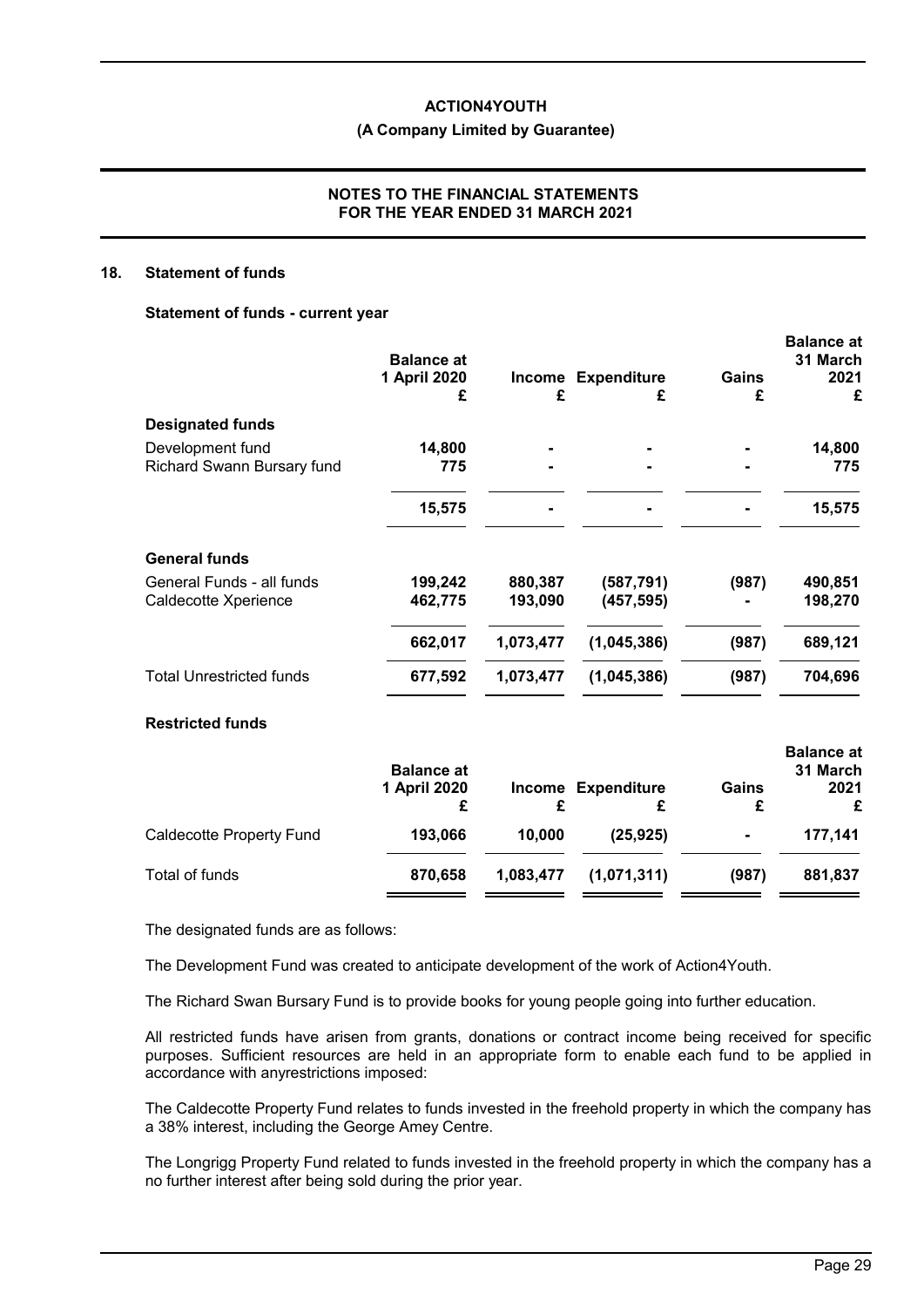## 18. Statement of funds

### Statement of funds - current year

| | Balance at 1 April 2020 £ | Income £ | Expenditure £ | Gains £ | Balance at 31 March 2021 £ |
|---|---|---|---|---|---|
| **Designated funds** | | | | | |
| Development fund | **14,800** | **-** | **-** | **-** | **14,800** |
| Richard Swann Bursary fund | **775** | **-** | **-** | **-** | **775** |
| | **15,575** | **-** | **-** | **-** | **15,575** |
| **General funds** | | | | | |
| General Funds - all funds | **199,242** | **880,387** | **(587,791)** | **(987)** | **490,851** |
| Caldecotte Xperience | **462,775** | **193,090** | **(457,595)** | **-** | **198,270** |
| | **662,017** | **1,073,477** | **(1,045,386)** | **(987)** | **689,121** |
| Total Unrestricted funds | **677,592** | **1,073,477** | **(1,045,386)** | **(987)** | **704,696** |

### Restricted funds

| | Balance at 1 April 2020 £ | Income £ | Expenditure £ | Gains £ | Balance at 31 March 2021 £ |
|---|---|---|---|---|---|
| Caldecotte Property Fund | **193,066** | **10,000** | **(25,925)** | **-** | **177,141** |
| Total of funds | **870,658** | **1,083,477** | **(1,071,311)** | **(987)** | **881,837** |

The designated funds are as follows:

The Development Fund was created to anticipate development of the work of Action4Youth.

The Richard Swan Bursary Fund is to provide books for young people going into further education.

All restricted funds have arisen from grants, donations or contract income being received for specific purposes. Sufficient resources are held in an appropriate form to enable each fund to be applied in accordance with anyrestrictions imposed:

The Caldecotte Property Fund relates to funds invested in the freehold property in which the company has a 38% interest, including the George Amey Centre.

The Longrigg Property Fund related to funds invested in the freehold property in which the company has a no further interest after being sold during the prior year.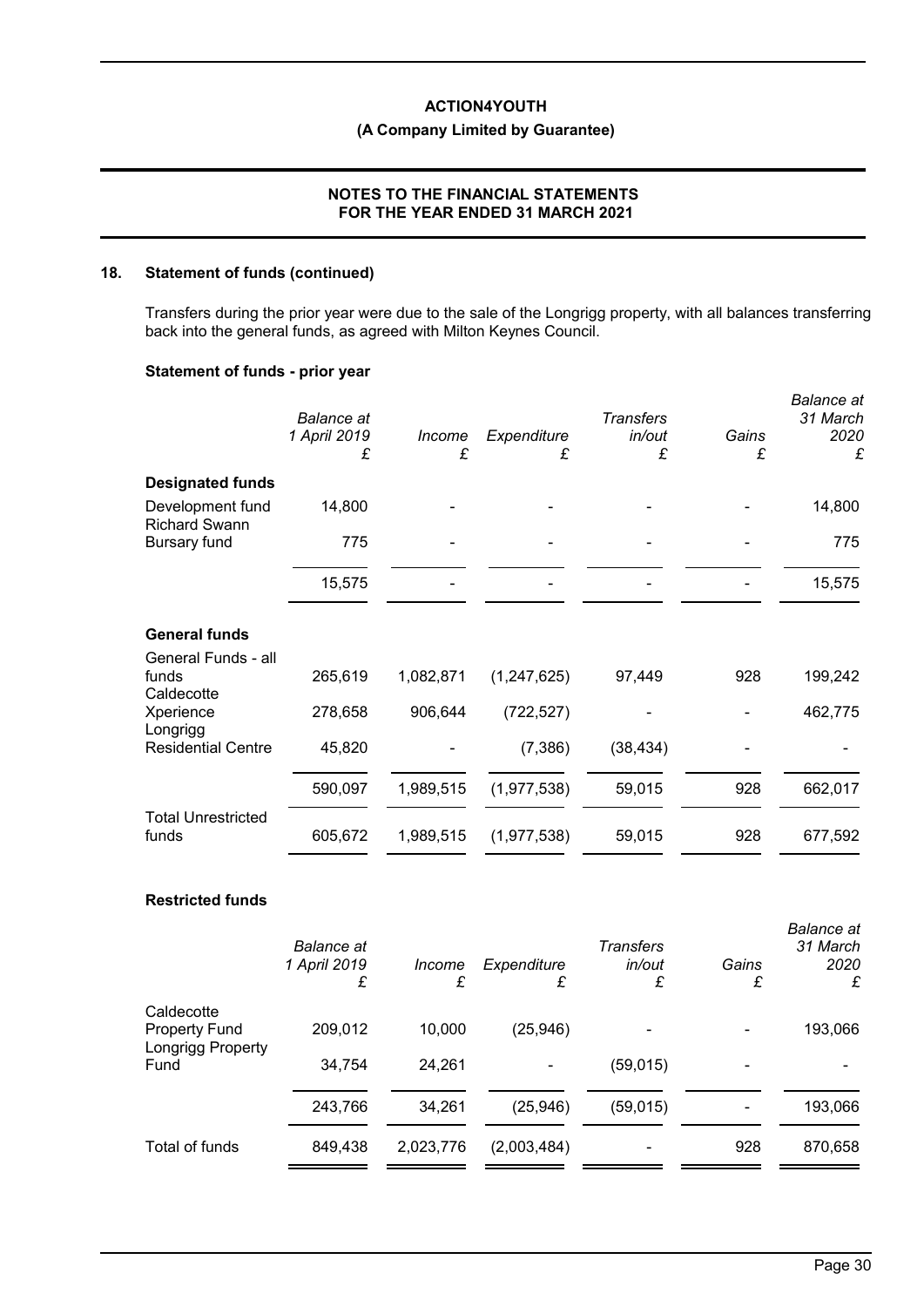## 18. Statement of funds (continued)

Transfers during the prior year were due to the sale of the Longrigg property, with all balances transferring back into the general funds, as agreed with Milton Keynes Council.

### Statement of funds - prior year

| | *Balance at 1 April 2019* £ | *Income* £ | *Expenditure* £ | *Transfers in/out* £ | *Gains* £ | *Balance at 31 March 2020* £ |
|---|---|---|---|---|---|---|
| **Designated funds** | | | | | | |
| Development fund | 14,800 | - | - | - | - | 14,800 |
| Richard Swann Bursary fund | 775 | - | - | - | - | 775 |
| | 15,575 | - | - | - | - | 15,575 |
| **General funds** | | | | | | |
| General Funds - all funds | 265,619 | 1,082,871 | (1,247,625) | 97,449 | 928 | 199,242 |
| Caldecotte Xperience | 278,658 | 906,644 | (722,527) | - | - | 462,775 |
| Longrigg Residential Centre | 45,820 | - | (7,386) | (38,434) | - | - |
| | 590,097 | 1,989,515 | (1,977,538) | 59,015 | 928 | 662,017 |
| Total Unrestricted funds | 605,672 | 1,989,515 | (1,977,538) | 59,015 | 928 | 677,592 |

### Restricted funds

| | *Balance at 1 April 2019* £ | *Income* £ | *Expenditure* £ | *Transfers in/out* £ | *Gains* £ | *Balance at 31 March 2020* £ |
|---|---|---|---|---|---|---|
| Caldecotte Property Fund | 209,012 | 10,000 | (25,946) | - | - | 193,066 |
| Longrigg Property Fund | 34,754 | 24,261 | - | (59,015) | - | - |
| | 243,766 | 34,261 | (25,946) | (59,015) | - | 193,066 |
| Total of funds | 849,438 | 2,023,776 | (2,003,484) | - | 928 | 870,658 |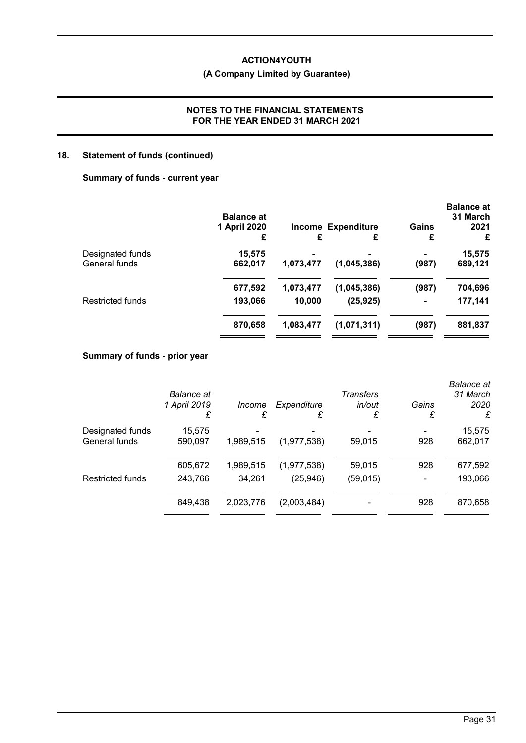## 18. Statement of funds (continued)

### Summary of funds - current year

| | Balance at 1 April 2020 £ | Income £ | Expenditure £ | Gains £ | Balance at 31 March 2021 £ |
|---|---|---|---|---|---|
| Designated funds | **15,575** | **-** | **-** | **-** | **15,575** |
| General funds | **662,017** | **1,073,477** | **(1,045,386)** | **(987)** | **689,121** |
| | **677,592** | **1,073,477** | **(1,045,386)** | **(987)** | **704,696** |
| Restricted funds | **193,066** | **10,000** | **(25,925)** | **-** | **177,141** |
| | **870,658** | **1,083,477** | **(1,071,311)** | **(987)** | **881,837** |

### Summary of funds - prior year

| | *Balance at 1 April 2019 £* | *Income £* | *Expenditure £* | *Transfers in/out £* | *Gains £* | *Balance at 31 March 2020 £* |
|---|---|---|---|---|---|---|
| Designated funds | 15,575 | - | - | - | - | 15,575 |
| General funds | 590,097 | 1,989,515 | (1,977,538) | 59,015 | 928 | 662,017 |
| | 605,672 | 1,989,515 | (1,977,538) | 59,015 | 928 | 677,592 |
| Restricted funds | 243,766 | 34,261 | (25,946) | (59,015) | - | 193,066 |
| | 849,438 | 2,023,776 | (2,003,484) | - | 928 | 870,658 |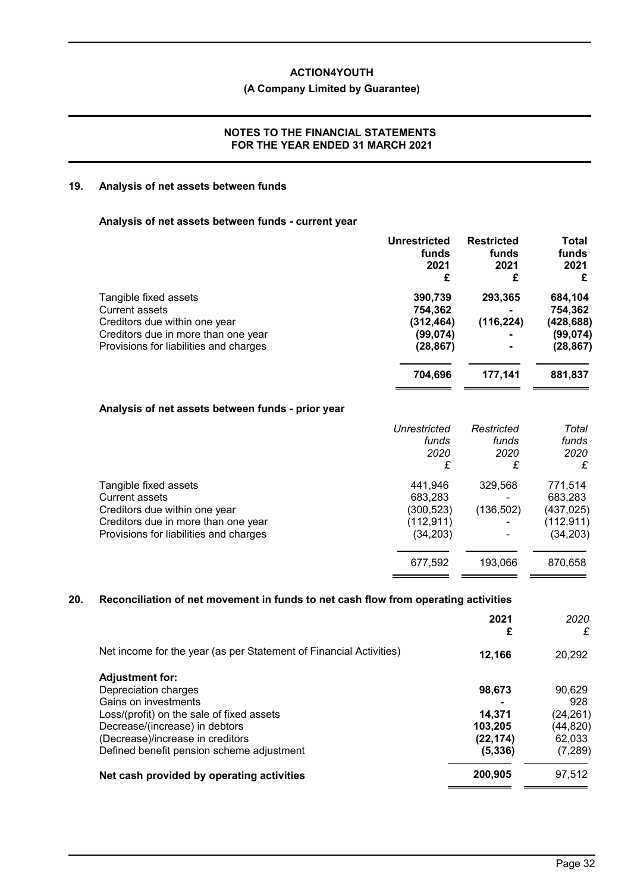## 19. Analysis of net assets between funds

### Analysis of net assets between funds - current year

| | Unrestricted funds 2021 £ | Restricted funds 2021 £ | Total funds 2021 £ |
|---|---|---|---|
| Tangible fixed assets | **390,739** | **293,365** | **684,104** |
| Current assets | **754,362** | **-** | **754,362** |
| Creditors due within one year | **(312,464)** | **(116,224)** | **(428,688)** |
| Creditors due in more than one year | **(99,074)** | **-** | **(99,074)** |
| Provisions for liabilities and charges | **(28,867)** | **-** | **(28,867)** |
| | **704,696** | **177,141** | **881,837** |

### Analysis of net assets between funds - prior year

| | *Unrestricted funds 2020 £* | *Restricted funds 2020 £* | *Total funds 2020 £* |
|---|---|---|---|
| Tangible fixed assets | 441,946 | 329,568 | 771,514 |
| Current assets | 683,283 | - | 683,283 |
| Creditors due within one year | (300,523) | (136,502) | (437,025) |
| Creditors due in more than one year | (112,911) | - | (112,911) |
| Provisions for liabilities and charges | (34,203) | - | (34,203) |
| | 677,592 | 193,066 | 870,658 |

## 20. Reconciliation of net movement in funds to net cash flow from operating activities

| | 2021 £ | *2020 £* |
|---|---|---|
| Net income for the year (as per Statement of Financial Activities) | **12,166** | 20,292 |
| **Adjustment for:** | | |
| Depreciation charges | **98,673** | 90,629 |
| Gains on investments | **-** | 928 |
| Loss/(profit) on the sale of fixed assets | **14,371** | (24,261) |
| Decrease/(increase) in debtors | **103,205** | (44,820) |
| (Decrease)/increase in creditors | **(22,174)** | 62,033 |
| Defined benefit pension scheme adjustment | **(5,336)** | (7,289) |
| **Net cash provided by operating activities** | **200,905** | 97,512 |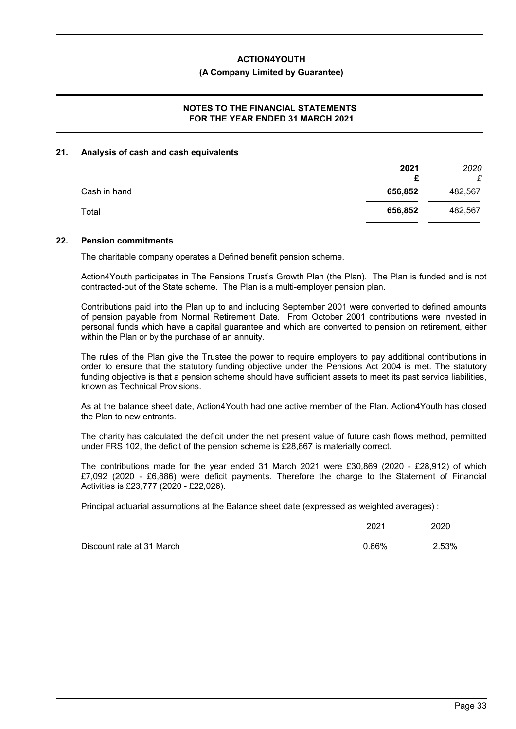## 21. Analysis of cash and cash equivalents

| | 2021 £ | 2020 £ |
|---|---|---|
| Cash in hand | **656,852** | 482,567 |
| Total | **656,852** | 482,567 |

## 22. Pension commitments

The charitable company operates a Defined benefit pension scheme.

Action4Youth participates in The Pensions Trust's Growth Plan (the Plan). The Plan is funded and is not contracted-out of the State scheme. The Plan is a multi-employer pension plan.

Contributions paid into the Plan up to and including September 2001 were converted to defined amounts of pension payable from Normal Retirement Date. From October 2001 contributions were invested in personal funds which have a capital guarantee and which are converted to pension on retirement, either within the Plan or by the purchase of an annuity.

The rules of the Plan give the Trustee the power to require employers to pay additional contributions in order to ensure that the statutory funding objective under the Pensions Act 2004 is met. The statutory funding objective is that a pension scheme should have sufficient assets to meet its past service liabilities, known as Technical Provisions.

As at the balance sheet date, Action4Youth had one active member of the Plan. Action4Youth has closed the Plan to new entrants.

The charity has calculated the deficit under the net present value of future cash flows method, permitted under FRS 102, the deficit of the pension scheme is £28,867 is materially correct.

The contributions made for the year ended 31 March 2021 were £30,869 (2020 - £28,912) of which £7,092 (2020 - £6,886) were deficit payments. Therefore the charge to the Statement of Financial Activities is £23,777 (2020 - £22,026).

Principal actuarial assumptions at the Balance sheet date (expressed as weighted averages) :

| | 2021 | 2020 |
|---|---|---|
| Discount rate at 31 March | 0.66% | 2.53% |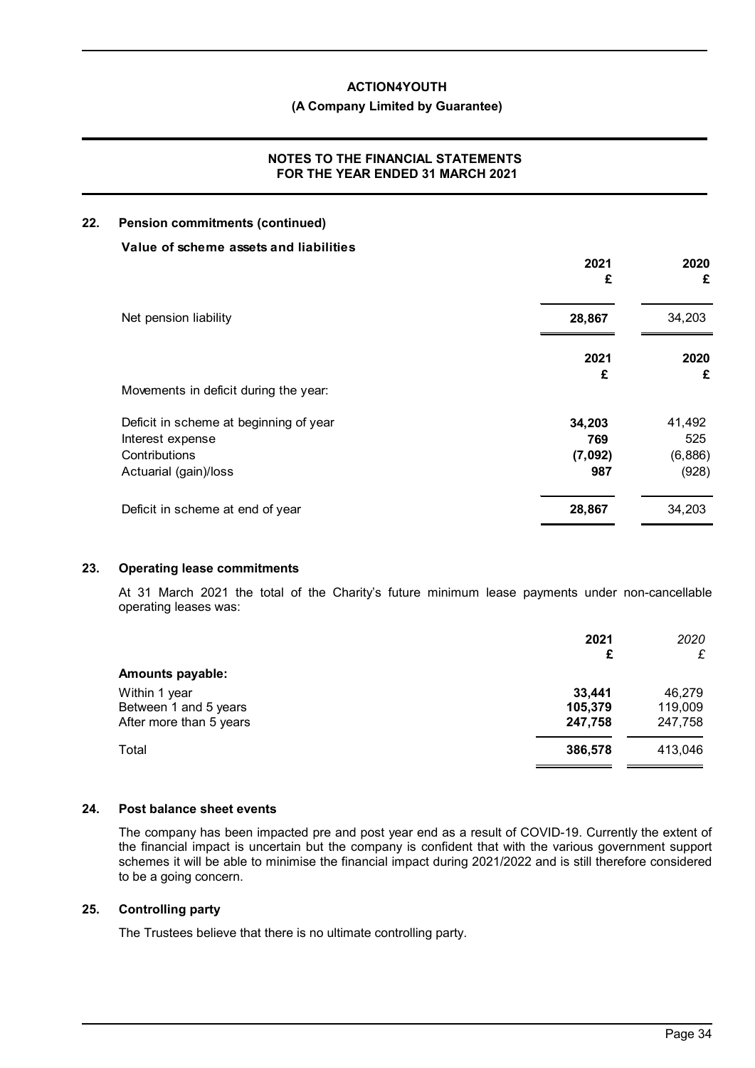## 22. Pension commitments (continued)

**Value of scheme assets and liabilities**

| | 2021<br>£ | 2020<br>£ |
|---|---|---|
| Net pension liability | **28,867** | 34,203 |

| | 2021<br>£ | 2020<br>£ |
|---|---|---|
| Movements in deficit during the year: | | |
| Deficit in scheme at beginning of year | **34,203** | 41,492 |
| Interest expense | **769** | 525 |
| Contributions | **(7,092)** | (6,886) |
| Actuarial (gain)/loss | **987** | (928) |
| Deficit in scheme at end of year | **28,867** | 34,203 |

## 23. Operating lease commitments

At 31 March 2021 the total of the Charity's future minimum lease payments under non-cancellable operating leases was:

| | 2021<br>£ | *2020*<br>*£* |
|---|---|---|
| **Amounts payable:** | | |
| Within 1 year | **33,441** | 46,279 |
| Between 1 and 5 years | **105,379** | 119,009 |
| After more than 5 years | **247,758** | 247,758 |
| Total | **386,578** | 413,046 |

## 24. Post balance sheet events

The company has been impacted pre and post year end as a result of COVID-19. Currently the extent of the financial impact is uncertain but the company is confident that with the various government support schemes it will be able to minimise the financial impact during 2021/2022 and is still therefore considered to be a going concern.

## 25. Controlling party

The Trustees believe that there is no ultimate controlling party.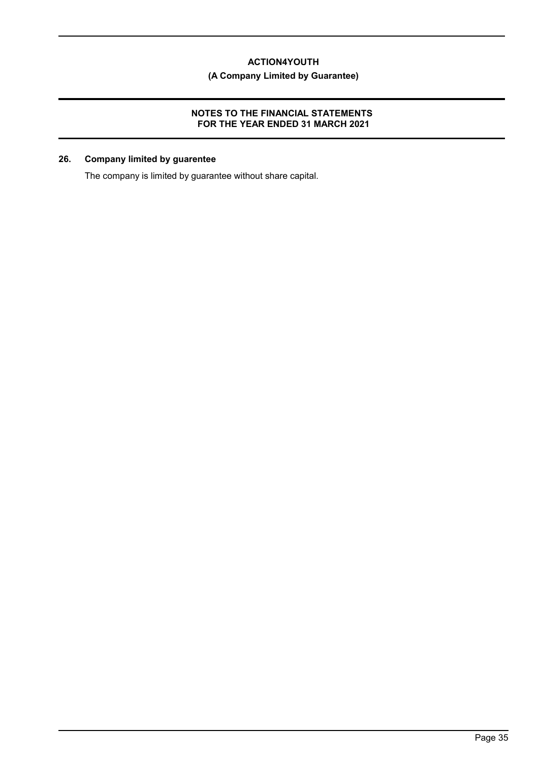## 26. Company limited by guarentee

The company is limited by guarantee without share capital.